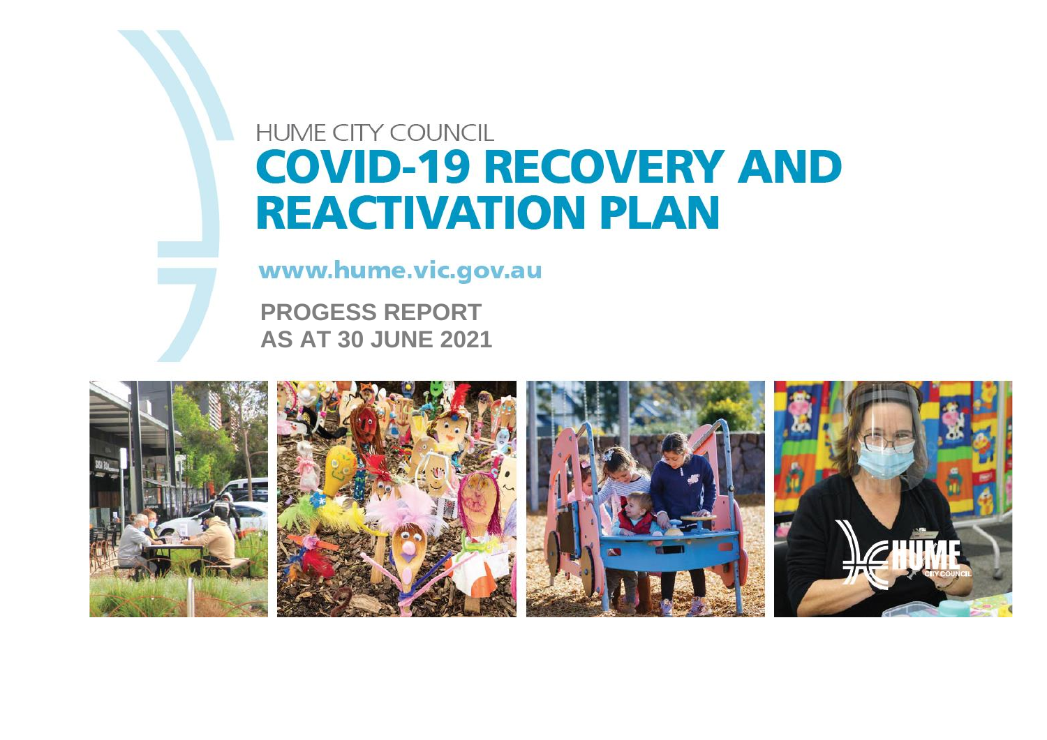HUME CITY COUNCIL

# COVID-19 RECOVERY AND REACTIVATION PLAN

www.hume.vic.gov.au

**PROGESS REPORT**
**AS AT 30 JUNE 2021**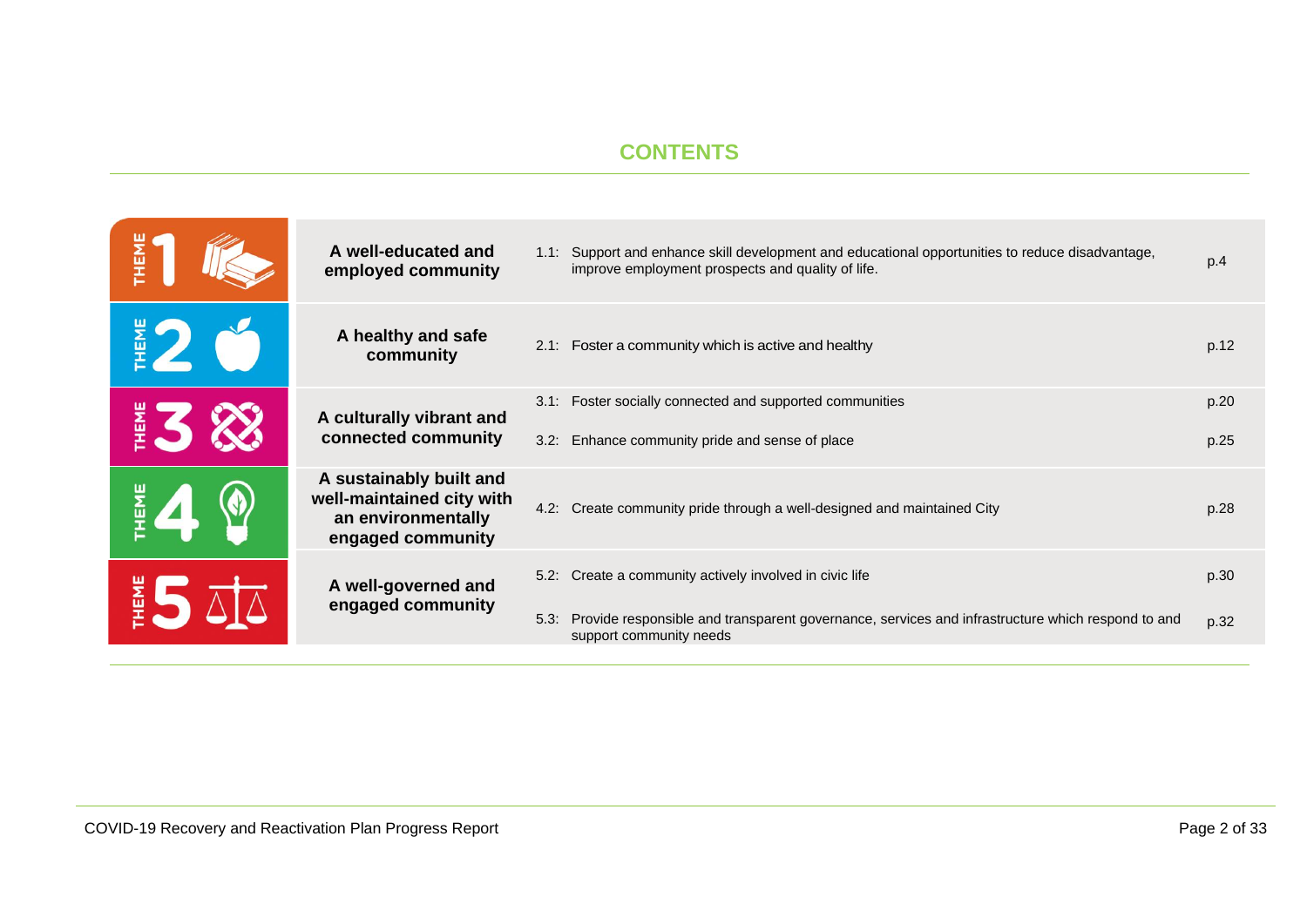# CONTENTS

| Theme | | Strategy | Page |
|---|---|---|---|
| THEME 1 | **A well-educated and employed community** | 1.1: Support and enhance skill development and educational opportunities to reduce disadvantage, improve employment prospects and quality of life. | p.4 |
| THEME 2 | **A healthy and safe community** | 2.1: Foster a community which is active and healthy | p.12 |
| THEME 3 | **A culturally vibrant and connected community** | 3.1: Foster socially connected and supported communities | p.20 |
| | | 3.2: Enhance community pride and sense of place | p.25 |
| THEME 4 | **A sustainably built and well-maintained city with an environmentally engaged community** | 4.2: Create community pride through a well-designed and maintained City | p.28 |
| THEME 5 | **A well-governed and engaged community** | 5.2: Create a community actively involved in civic life | p.30 |
| | | 5.3: Provide responsible and transparent governance, services and infrastructure which respond to and support community needs | p.32 |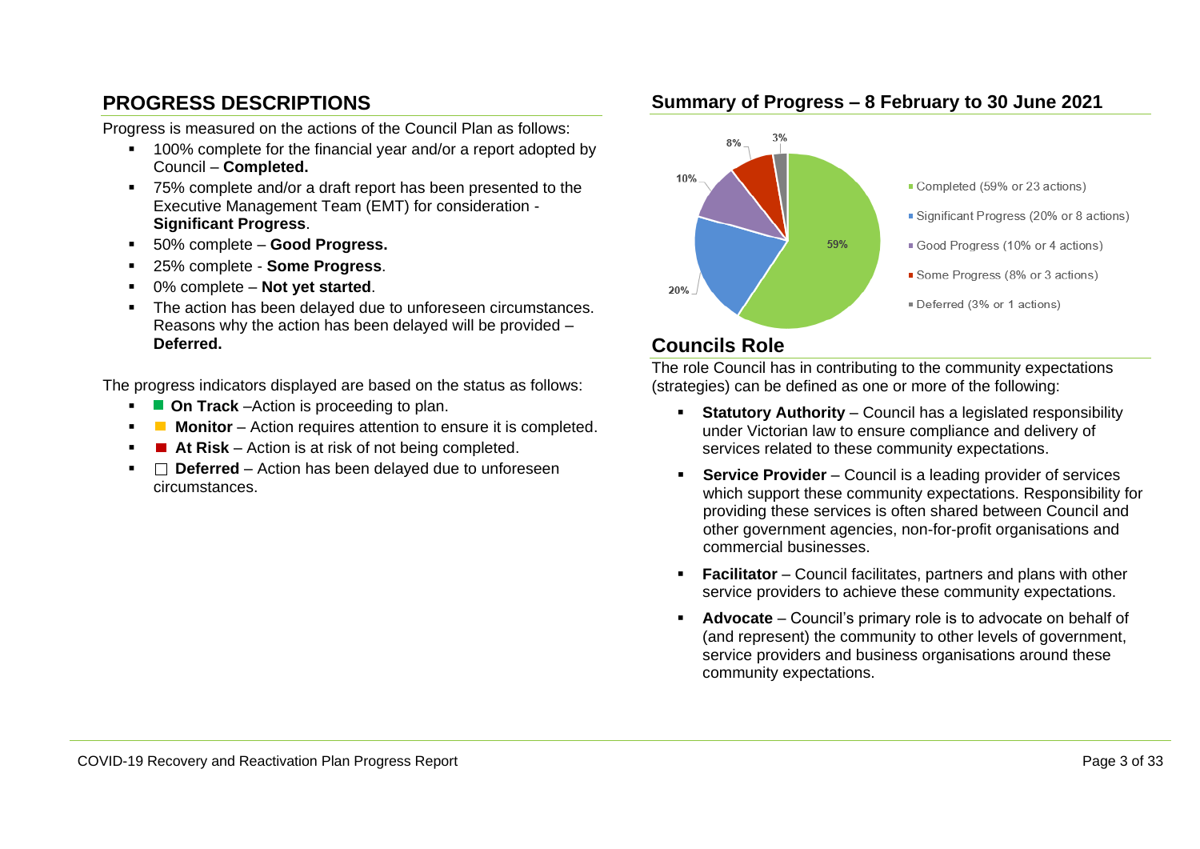## PROGRESS DESCRIPTIONS

Progress is measured on the actions of the Council Plan as follows:

- 100% complete for the financial year and/or a report adopted by Council – **Completed.**
- 75% complete and/or a draft report has been presented to the Executive Management Team (EMT) for consideration - **Significant Progress**.
- 50% complete – **Good Progress.**
- 25% complete - **Some Progress**.
- 0% complete – **Not yet started**.
- The action has been delayed due to unforeseen circumstances. Reasons why the action has been delayed will be provided – **Deferred.**

The progress indicators displayed are based on the status as follows:

- ■ **On Track** –Action is proceeding to plan.
- ■ **Monitor** – Action requires attention to ensure it is completed.
- ■ **At Risk** – Action is at risk of not being completed.
- □ **Deferred** – Action has been delayed due to unforeseen circumstances.

## Summary of Progress – 8 February to 30 June 2021

- Completed (59% or 23 actions)
- Significant Progress (20% or 8 actions)
- Good Progress (10% or 4 actions)
- Some Progress (8% or 3 actions)
- Deferred (3% or 1 actions)

## Councils Role

The role Council has in contributing to the community expectations (strategies) can be defined as one or more of the following:

- **Statutory Authority** – Council has a legislated responsibility under Victorian law to ensure compliance and delivery of services related to these community expectations.
- **Service Provider** – Council is a leading provider of services which support these community expectations. Responsibility for providing these services is often shared between Council and other government agencies, non-for-profit organisations and commercial businesses.
- **Facilitator** – Council facilitates, partners and plans with other service providers to achieve these community expectations.
- **Advocate** – Council's primary role is to advocate on behalf of (and represent) the community to other levels of government, service providers and business organisations around these community expectations.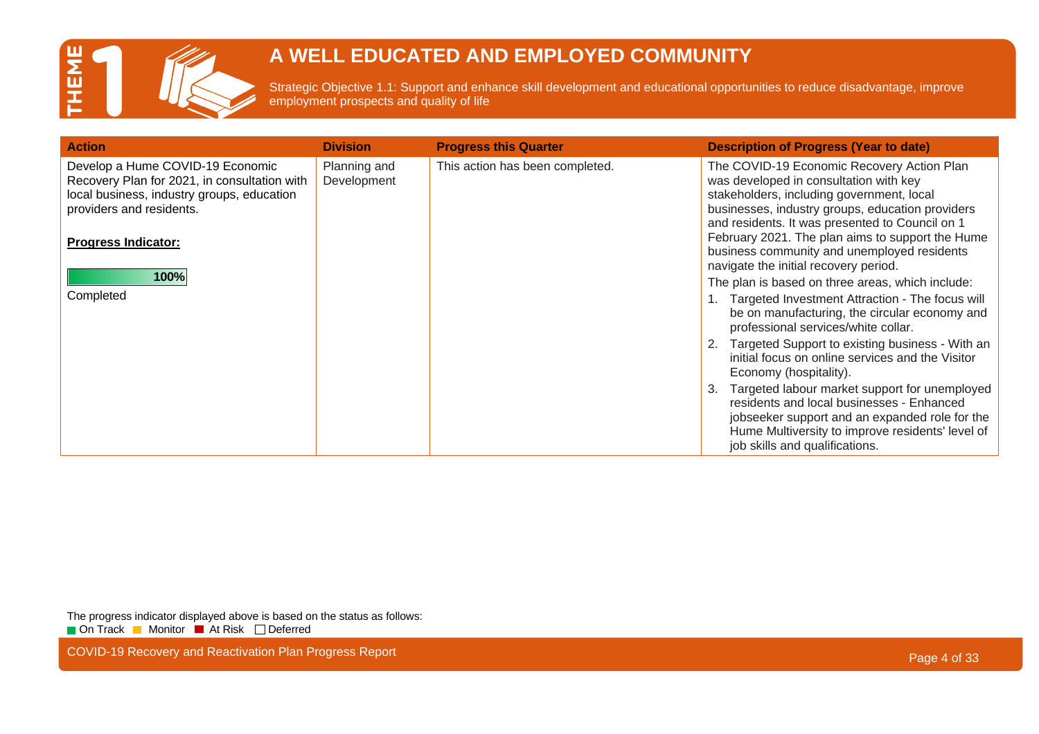# THEME 1

## A WELL EDUCATED AND EMPLOYED COMMUNITY

Strategic Objective 1.1: Support and enhance skill development and educational opportunities to reduce disadvantage, improve employment prospects and quality of life

| Action | Division | Progress this Quarter | Description of Progress (Year to date) |
|---|---|---|---|
| Develop a Hume COVID-19 Economic Recovery Plan for 2021, in consultation with local business, industry groups, education providers and residents.<br><br>**Progress Indicator:**<br><br>100%<br><br>Completed | Planning and Development | This action has been completed. | The COVID-19 Economic Recovery Action Plan was developed in consultation with key stakeholders, including government, local businesses, industry groups, education providers and residents. It was presented to Council on 1 February 2021. The plan aims to support the Hume business community and unemployed residents navigate the initial recovery period.<br><br>The plan is based on three areas, which include:<br><br>1. Targeted Investment Attraction - The focus will be on manufacturing, the circular economy and professional services/white collar.<br>2. Targeted Support to existing business - With an initial focus on online services and the Visitor Economy (hospitality).<br>3. Targeted labour market support for unemployed residents and local businesses - Enhanced jobseeker support and an expanded role for the Hume Multiversity to improve residents' level of job skills and qualifications. |

The progress indicator displayed above is based on the status as follows:
On Track | Monitor | At Risk | Deferred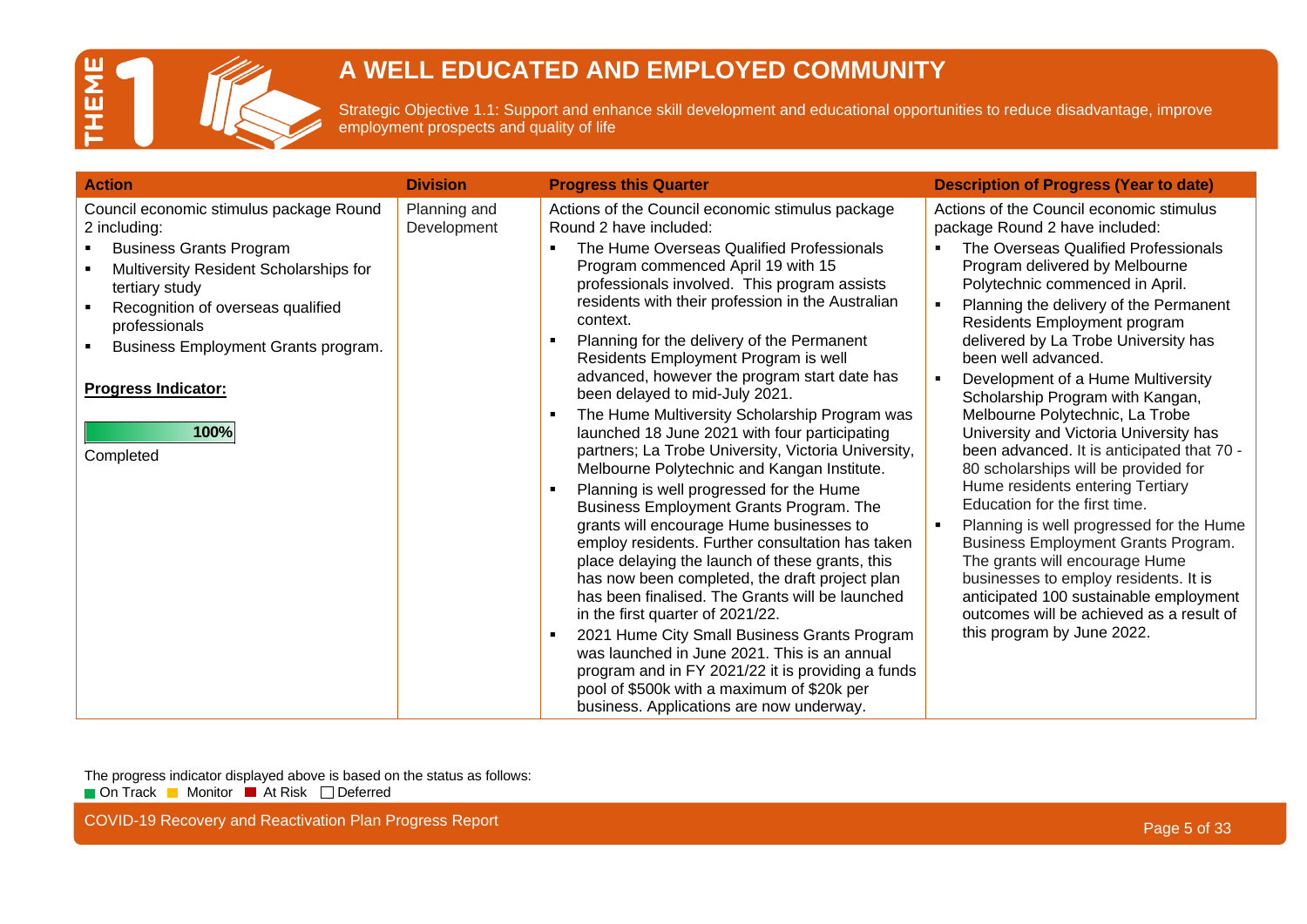# THEME 1

## A WELL EDUCATED AND EMPLOYED COMMUNITY

Strategic Objective 1.1: Support and enhance skill development and educational opportunities to reduce disadvantage, improve employment prospects and quality of life

| Action | Division | Progress this Quarter | Description of Progress (Year to date) |
|---|---|---|---|
| Council economic stimulus package Round 2 including:<br>▪ Business Grants Program<br>▪ Multiversity Resident Scholarships for tertiary study<br>▪ Recognition of overseas qualified professionals<br>▪ Business Employment Grants program.<br><br>**Progress Indicator:**<br>100%<br>Completed | Planning and Development | Actions of the Council economic stimulus package Round 2 have included:<br>▪ The Hume Overseas Qualified Professionals Program commenced April 19 with 15 professionals involved. This program assists residents with their profession in the Australian context.<br>▪ Planning for the delivery of the Permanent Residents Employment Program is well advanced, however the program start date has been delayed to mid-July 2021.<br>▪ The Hume Multiversity Scholarship Program was launched 18 June 2021 with four participating partners; La Trobe University, Victoria University, Melbourne Polytechnic and Kangan Institute.<br>▪ Planning is well progressed for the Hume Business Employment Grants Program. The grants will encourage Hume businesses to employ residents. Further consultation has taken place delaying the launch of these grants, this has now been completed, the draft project plan has been finalised. The Grants will be launched in the first quarter of 2021/22.<br>▪ 2021 Hume City Small Business Grants Program was launched in June 2021. This is an annual program and in FY 2021/22 it is providing a funds pool of $500k with a maximum of $20k per business. Applications are now underway. | Actions of the Council economic stimulus package Round 2 have included:<br>▪ The Overseas Qualified Professionals Program delivered by Melbourne Polytechnic commenced in April.<br>▪ Planning the delivery of the Permanent Residents Employment program delivered by La Trobe University has been well advanced.<br>▪ Development of a Hume Multiversity Scholarship Program with Kangan, Melbourne Polytechnic, La Trobe University and Victoria University has been advanced. It is anticipated that 70 - 80 scholarships will be provided for Hume residents entering Tertiary Education for the first time.<br>▪ Planning is well progressed for the Hume Business Employment Grants Program. The grants will encourage Hume businesses to employ residents. It is anticipated 100 sustainable employment outcomes will be achieved as a result of this program by June 2022. |

The progress indicator displayed above is based on the status as follows:
On Track ■ Monitor ■ At Risk ■ Deferred □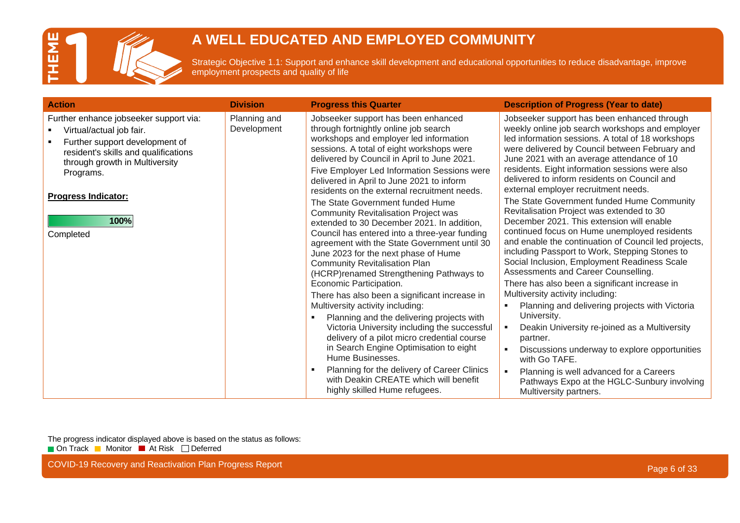# THEME 1

## A WELL EDUCATED AND EMPLOYED COMMUNITY

Strategic Objective 1.1: Support and enhance skill development and educational opportunities to reduce disadvantage, improve employment prospects and quality of life

| Action | Division | Progress this Quarter | Description of Progress (Year to date) |
|---|---|---|---|
| Further enhance jobseeker support via:<br>▪ Virtual/actual job fair.<br>▪ Further support development of resident's skills and qualifications through growth in Multiversity Programs.<br><br>**Progress Indicator:**<br>100%<br>Completed | Planning and Development | Jobseeker support has been enhanced through fortnightly online job search workshops and employer led information sessions. A total of eight workshops were delivered by Council in April to June 2021.<br>Five Employer Led Information Sessions were delivered in April to June 2021 to inform residents on the external recruitment needs.<br>The State Government funded Hume Community Revitalisation Project was extended to 30 December 2021. In addition, Council has entered into a three-year funding agreement with the State Government until 30 June 2023 for the next phase of Hume Community Revitalisation Plan (HCRP)renamed Strengthening Pathways to Economic Participation.<br>There has also been a significant increase in Multiversity activity including:<br>▪ Planning and the delivering projects with Victoria University including the successful delivery of a pilot micro credential course in Search Engine Optimisation to eight Hume Businesses.<br>▪ Planning for the delivery of Career Clinics with Deakin CREATE which will benefit highly skilled Hume refugees. | Jobseeker support has been enhanced through weekly online job search workshops and employer led information sessions. A total of 18 workshops were delivered by Council between February and June 2021 with an average attendance of 10 residents. Eight information sessions were also delivered to inform residents on Council and external employer recruitment needs.<br>The State Government funded Hume Community Revitalisation Project was extended to 30 December 2021. This extension will enable continued focus on Hume unemployed residents and enable the continuation of Council led projects, including Passport to Work, Stepping Stones to Social Inclusion, Employment Readiness Scale Assessments and Career Counselling.<br>There has also been a significant increase in Multiversity activity including:<br>▪ Planning and delivering projects with Victoria University.<br>▪ Deakin University re-joined as a Multiversity partner.<br>▪ Discussions underway to explore opportunities with Go TAFE.<br>▪ Planning is well advanced for a Careers Pathways Expo at the HGLC-Sunbury involving Multiversity partners. |

The progress indicator displayed above is based on the status as follows:
On Track | Monitor | At Risk | Deferred

COVID-19 Recovery and Reactivation Plan Progress Report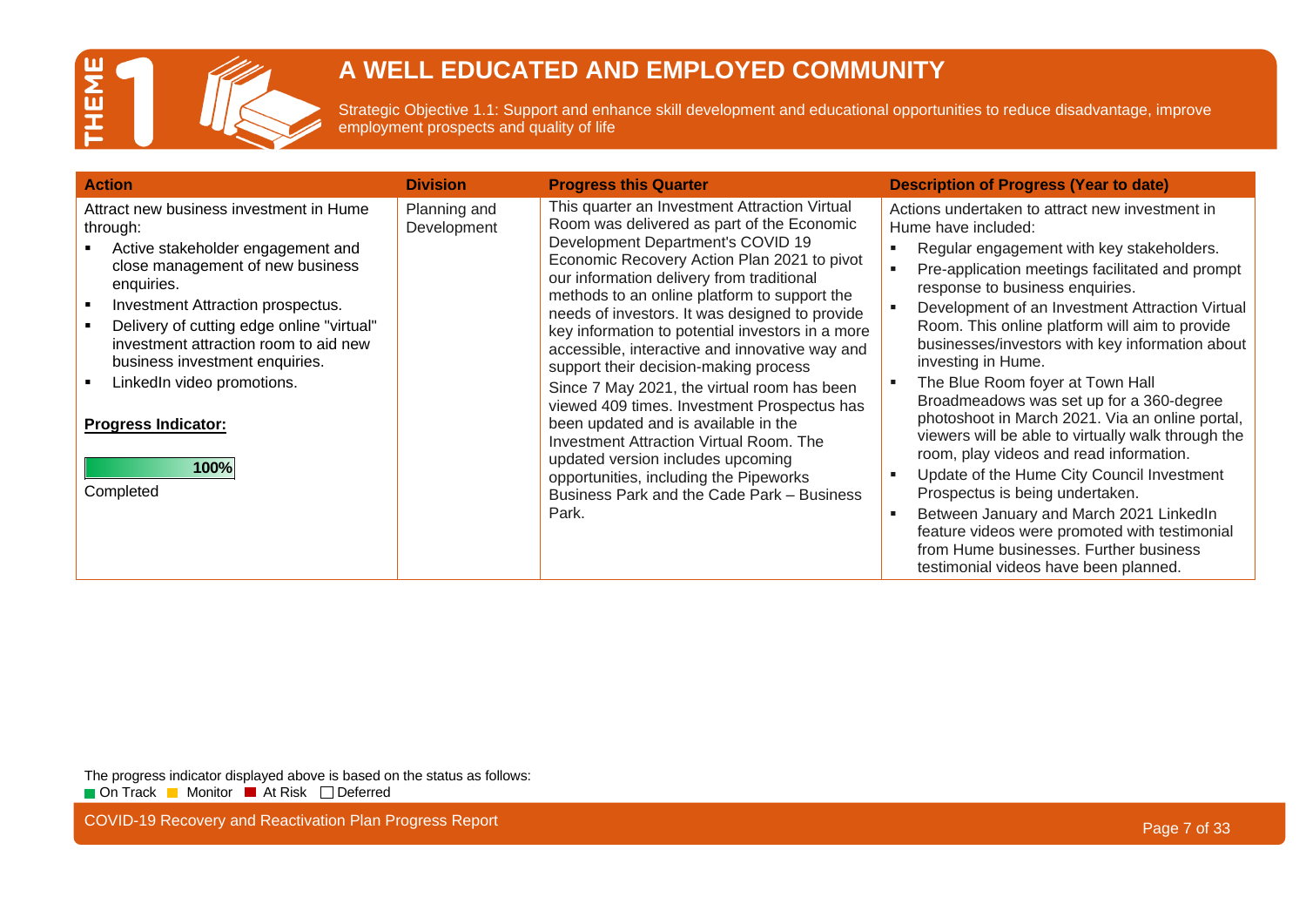# THEME 1

## A WELL EDUCATED AND EMPLOYED COMMUNITY

Strategic Objective 1.1: Support and enhance skill development and educational opportunities to reduce disadvantage, improve employment prospects and quality of life

| Action | Division | Progress this Quarter | Description of Progress (Year to date) |
|---|---|---|---|
| Attract new business investment in Hume through:<br>▪ Active stakeholder engagement and close management of new business enquiries.<br>▪ Investment Attraction prospectus.<br>▪ Delivery of cutting edge online "virtual" investment attraction room to aid new business investment enquiries.<br>▪ LinkedIn video promotions.<br><br>**Progress Indicator:**<br><br>100%<br>Completed | Planning and Development | This quarter an Investment Attraction Virtual Room was delivered as part of the Economic Development Department's COVID 19 Economic Recovery Action Plan 2021 to pivot our information delivery from traditional methods to an online platform to support the needs of investors. It was designed to provide key information to potential investors in a more accessible, interactive and innovative way and support their decision-making process<br>Since 7 May 2021, the virtual room has been viewed 409 times. Investment Prospectus has been updated and is available in the Investment Attraction Virtual Room. The updated version includes upcoming opportunities, including the Pipeworks Business Park and the Cade Park – Business Park. | Actions undertaken to attract new investment in Hume have included:<br>▪ Regular engagement with key stakeholders.<br>▪ Pre-application meetings facilitated and prompt response to business enquiries.<br>▪ Development of an Investment Attraction Virtual Room. This online platform will aim to provide businesses/investors with key information about investing in Hume.<br>▪ The Blue Room foyer at Town Hall Broadmeadows was set up for a 360-degree photoshoot in March 2021. Via an online portal, viewers will be able to virtually walk through the room, play videos and read information.<br>▪ Update of the Hume City Council Investment Prospectus is being undertaken.<br>▪ Between January and March 2021 LinkedIn feature videos were promoted with testimonial from Hume businesses. Further business testimonial videos have been planned. |

The progress indicator displayed above is based on the status as follows:
On Track | Monitor | At Risk | Deferred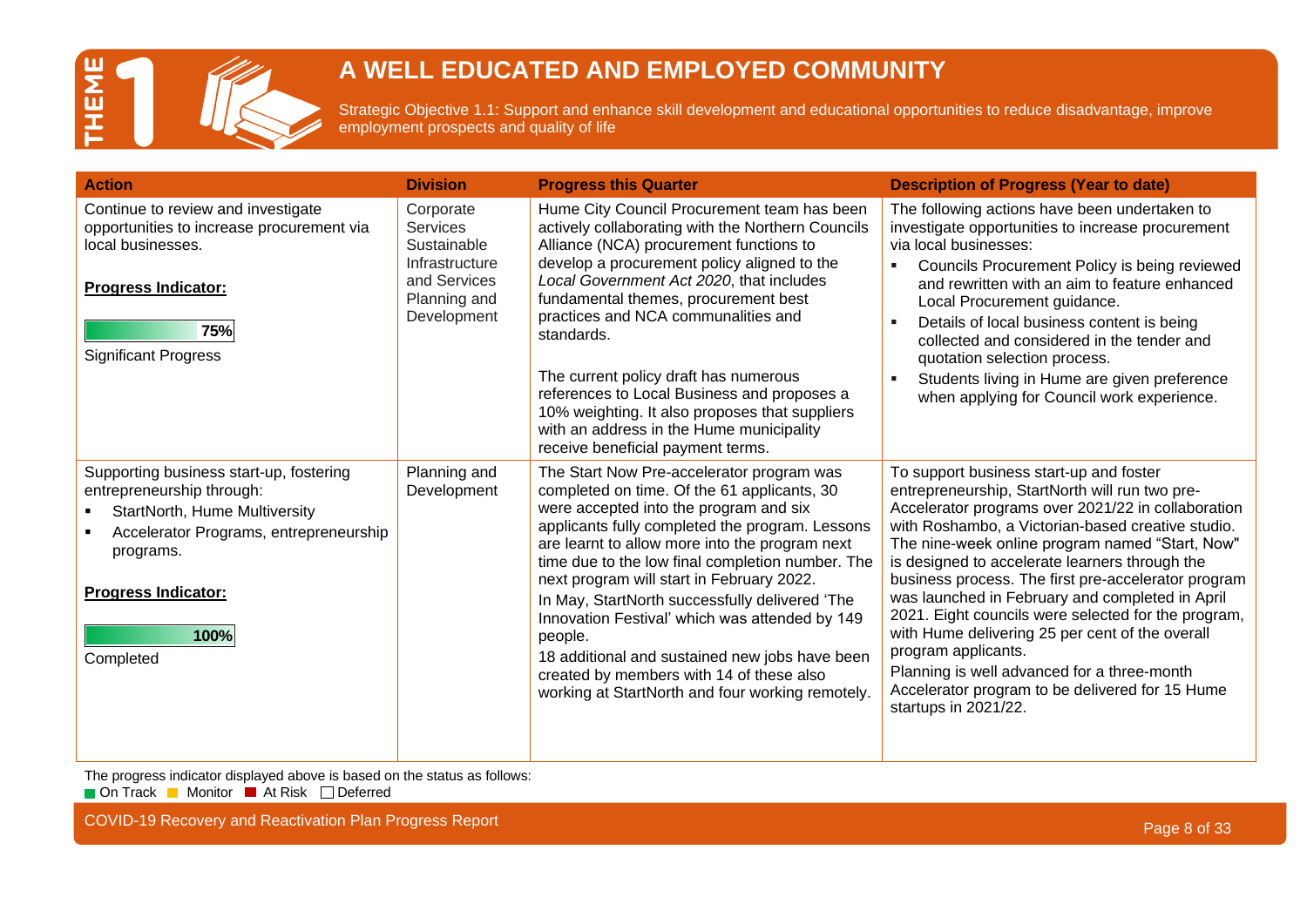# THEME 1

## A WELL EDUCATED AND EMPLOYED COMMUNITY

Strategic Objective 1.1: Support and enhance skill development and educational opportunities to reduce disadvantage, improve employment prospects and quality of life

| Action | Division | Progress this Quarter | Description of Progress (Year to date) |
|---|---|---|---|
| Continue to review and investigate opportunities to increase procurement via local businesses.<br><br>**Progress Indicator:**<br><br>75%<br><br>Significant Progress | Corporate Services<br>Sustainable Infrastructure and Services<br>Planning and Development | Hume City Council Procurement team has been actively collaborating with the Northern Councils Alliance (NCA) procurement functions to develop a procurement policy aligned to the *Local Government Act 2020*, that includes fundamental themes, procurement best practices and NCA communalities and standards.<br><br>The current policy draft has numerous references to Local Business and proposes a 10% weighting. It also proposes that suppliers with an address in the Hume municipality receive beneficial payment terms. | The following actions have been undertaken to investigate opportunities to increase procurement via local businesses:<br>▪ Councils Procurement Policy is being reviewed and rewritten with an aim to feature enhanced Local Procurement guidance.<br>▪ Details of local business content is being collected and considered in the tender and quotation selection process.<br>▪ Students living in Hume are given preference when applying for Council work experience. |
| Supporting business start-up, fostering entrepreneurship through:<br>▪ StartNorth, Hume Multiversity<br>▪ Accelerator Programs, entrepreneurship programs.<br><br>**Progress Indicator:**<br><br>100%<br><br>Completed | Planning and Development | The Start Now Pre-accelerator program was completed on time. Of the 61 applicants, 30 were accepted into the program and six applicants fully completed the program. Lessons are learnt to allow more into the program next time due to the low final completion number. The next program will start in February 2022.<br>In May, StartNorth successfully delivered 'The Innovation Festival' which was attended by 149 people.<br>18 additional and sustained new jobs have been created by members with 14 of these also working at StartNorth and four working remotely. | To support business start-up and foster entrepreneurship, StartNorth will run two pre-Accelerator programs over 2021/22 in collaboration with Roshambo, a Victorian-based creative studio. The nine-week online program named "Start, Now" is designed to accelerate learners through the business process. The first pre-accelerator program was launched in February and completed in April 2021. Eight councils were selected for the program, with Hume delivering 25 per cent of the overall program applicants.<br>Planning is well advanced for a three-month Accelerator program to be delivered for 15 Hume startups in 2021/22. |

The progress indicator displayed above is based on the status as follows:
On Track | Monitor | At Risk | Deferred

COVID-19 Recovery and Reactivation Plan Progress Report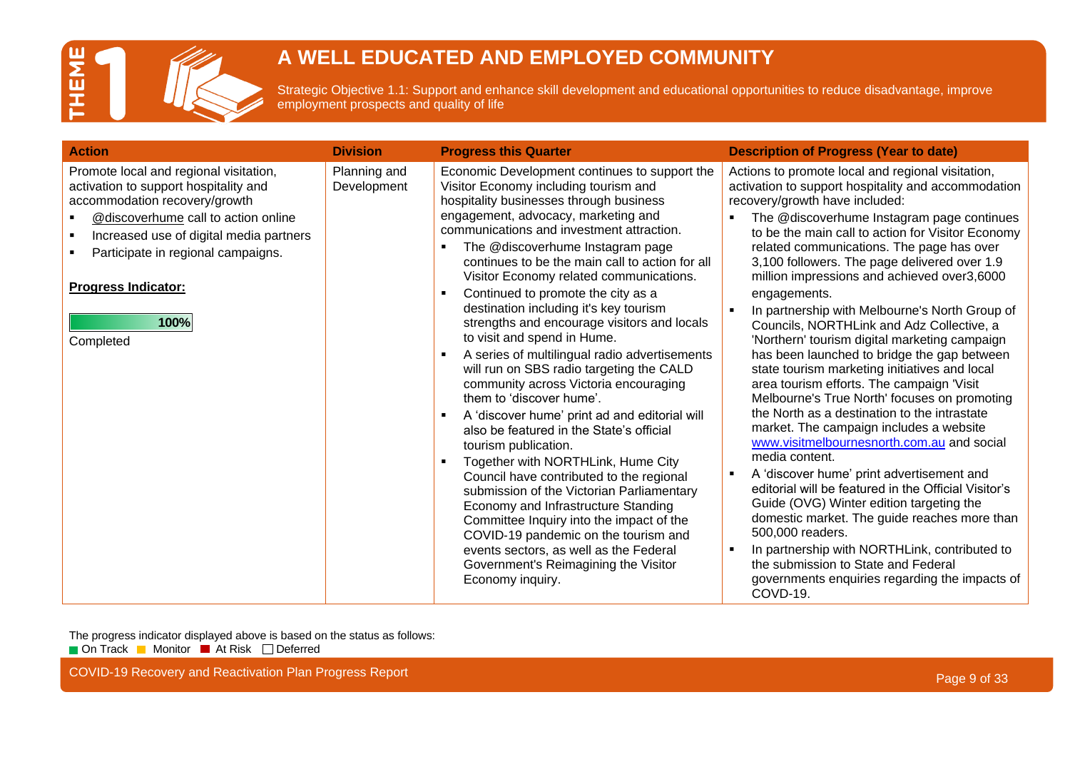# THEME 1

## A WELL EDUCATED AND EMPLOYED COMMUNITY

Strategic Objective 1.1: Support and enhance skill development and educational opportunities to reduce disadvantage, improve employment prospects and quality of life

| Action | Division | Progress this Quarter | Description of Progress (Year to date) |
|---|---|---|---|
| Promote local and regional visitation, activation to support hospitality and accommodation recovery/growth<br>▪ @discoverhume call to action online<br>▪ Increased use of digital media partners<br>▪ Participate in regional campaigns.<br><br>**Progress Indicator:**<br><br>**100%**<br>Completed | Planning and Development | Economic Development continues to support the Visitor Economy including tourism and hospitality businesses through business engagement, advocacy, marketing and communications and investment attraction.<br>▪ The @discoverhume Instagram page continues to be the main call to action for all Visitor Economy related communications.<br>▪ Continued to promote the city as a destination including it's key tourism strengths and encourage visitors and locals to visit and spend in Hume.<br>▪ A series of multilingual radio advertisements will run on SBS radio targeting the CALD community across Victoria encouraging them to 'discover hume'.<br>▪ A 'discover hume' print ad and editorial will also be featured in the State's official tourism publication.<br>▪ Together with NORTHLink, Hume City Council have contributed to the regional submission of the Victorian Parliamentary Economy and Infrastructure Standing Committee Inquiry into the impact of the COVID-19 pandemic on the tourism and events sectors, as well as the Federal Government's Reimagining the Visitor Economy inquiry. | Actions to promote local and regional visitation, activation to support hospitality and accommodation recovery/growth have included:<br>▪ The @discoverhume Instagram page continues to be the main call to action for Visitor Economy related communications. The page has over 3,100 followers. The page delivered over 1.9 million impressions and achieved over3,6000 engagements.<br>▪ In partnership with Melbourne's North Group of Councils, NORTHLink and Adz Collective, a 'Northern' tourism digital marketing campaign has been launched to bridge the gap between state tourism marketing initiatives and local area tourism efforts. The campaign 'Visit Melbourne's True North' focuses on promoting the North as a destination to the intrastate market. The campaign includes a website www.visitmelbournesnorth.com.au and social media content.<br>▪ A 'discover hume' print advertisement and editorial will be featured in the Official Visitor's Guide (OVG) Winter edition targeting the domestic market. The guide reaches more than 500,000 readers.<br>▪ In partnership with NORTHLink, contributed to the submission to State and Federal governments enquiries regarding the impacts of COVD-19. |

The progress indicator displayed above is based on the status as follows:
On Track | Monitor | At Risk | Deferred

COVID-19 Recovery and Reactivation Plan Progress Report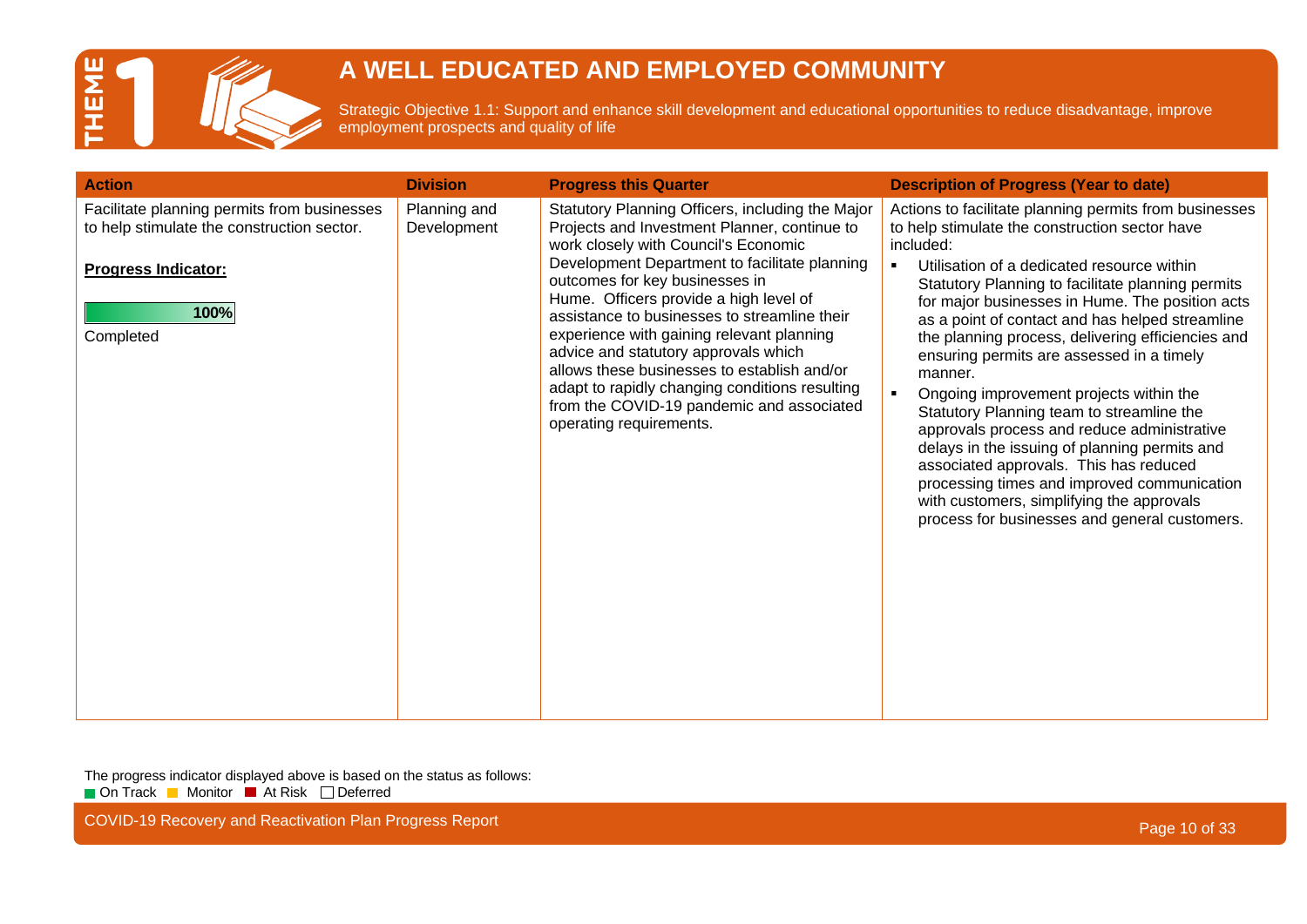# THEME 1

## A WELL EDUCATED AND EMPLOYED COMMUNITY

Strategic Objective 1.1: Support and enhance skill development and educational opportunities to reduce disadvantage, improve employment prospects and quality of life

| Action | Division | Progress this Quarter | Description of Progress (Year to date) |
|---|---|---|---|
| Facilitate planning permits from businesses to help stimulate the construction sector.<br><br>**Progress Indicator:**<br><br>100%<br>Completed | Planning and Development | Statutory Planning Officers, including the Major Projects and Investment Planner, continue to work closely with Council's Economic Development Department to facilitate planning outcomes for key businesses in Hume. Officers provide a high level of assistance to businesses to streamline their experience with gaining relevant planning advice and statutory approvals which allows these businesses to establish and/or adapt to rapidly changing conditions resulting from the COVID-19 pandemic and associated operating requirements. | Actions to facilitate planning permits from businesses to help stimulate the construction sector have included:<br>▪ Utilisation of a dedicated resource within Statutory Planning to facilitate planning permits for major businesses in Hume. The position acts as a point of contact and has helped streamline the planning process, delivering efficiencies and ensuring permits are assessed in a timely manner.<br>▪ Ongoing improvement projects within the Statutory Planning team to streamline the approvals process and reduce administrative delays in the issuing of planning permits and associated approvals. This has reduced processing times and improved communication with customers, simplifying the approvals process for businesses and general customers. |

The progress indicator displayed above is based on the status as follows:
On Track · Monitor · At Risk · Deferred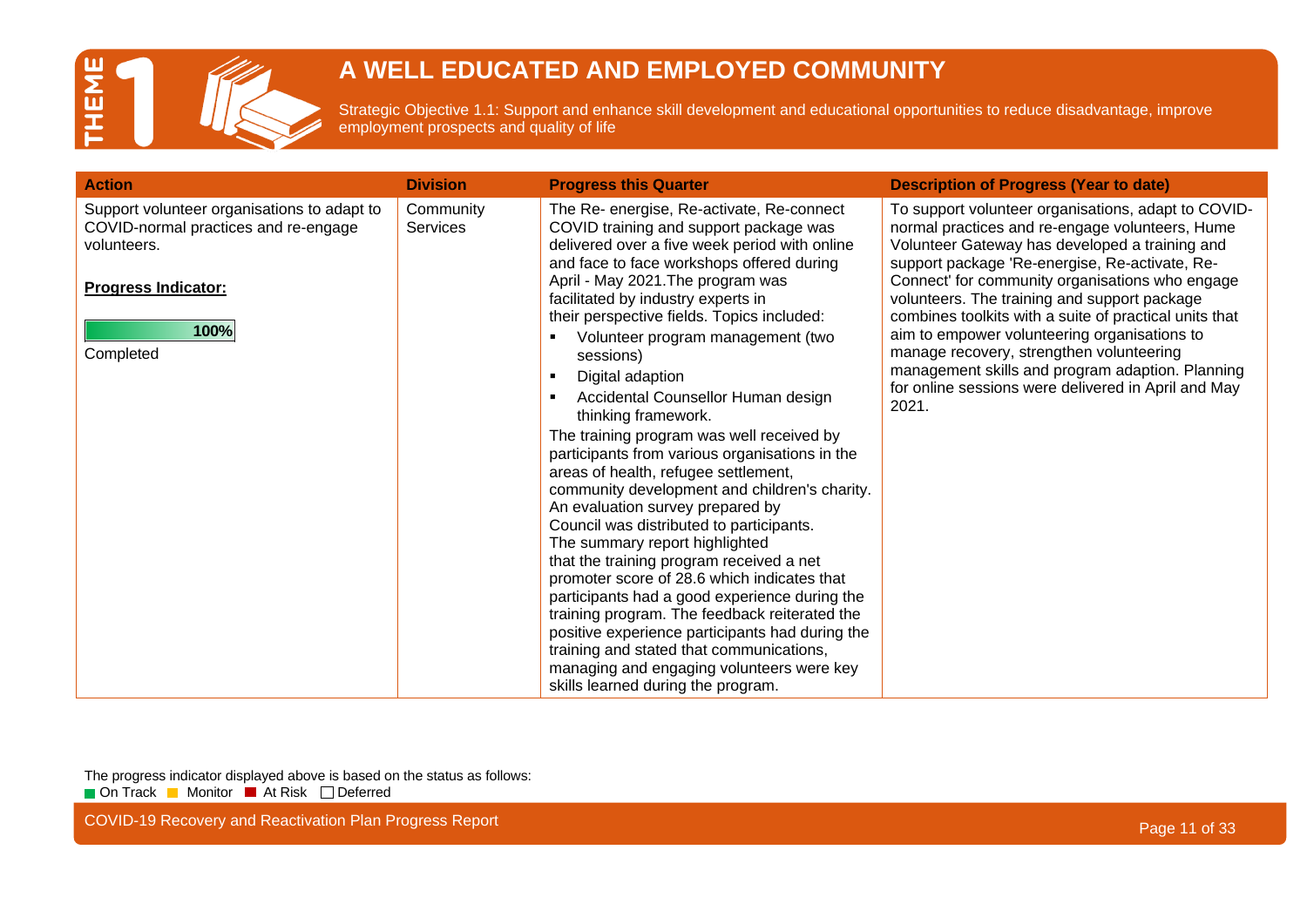# THEME 1

## A WELL EDUCATED AND EMPLOYED COMMUNITY

Strategic Objective 1.1: Support and enhance skill development and educational opportunities to reduce disadvantage, improve employment prospects and quality of life

| Action | Division | Progress this Quarter | Description of Progress (Year to date) |
|---|---|---|---|
| Support volunteer organisations to adapt to COVID-normal practices and re-engage volunteers.<br><br>**Progress Indicator:**<br><br>100%<br><br>Completed | Community Services | The Re- energise, Re-activate, Re-connect COVID training and support package was delivered over a five week period with online and face to face workshops offered during April - May 2021.The program was facilitated by industry experts in their perspective fields. Topics included:<br>▪ Volunteer program management (two sessions)<br>▪ Digital adaption<br>▪ Accidental Counsellor Human design thinking framework.<br>The training program was well received by participants from various organisations in the areas of health, refugee settlement, community development and children's charity. An evaluation survey prepared by Council was distributed to participants. The summary report highlighted that the training program received a net promoter score of 28.6 which indicates that participants had a good experience during the training program. The feedback reiterated the positive experience participants had during the training and stated that communications, managing and engaging volunteers were key skills learned during the program. | To support volunteer organisations, adapt to COVID-normal practices and re-engage volunteers, Hume Volunteer Gateway has developed a training and support package 'Re-energise, Re-activate, Re-Connect' for community organisations who engage volunteers. The training and support package combines toolkits with a suite of practical units that aim to empower volunteering organisations to manage recovery, strengthen volunteering management skills and program adaption. Planning for online sessions were delivered in April and May 2021. |

The progress indicator displayed above is based on the status as follows:
On Track | Monitor | At Risk | Deferred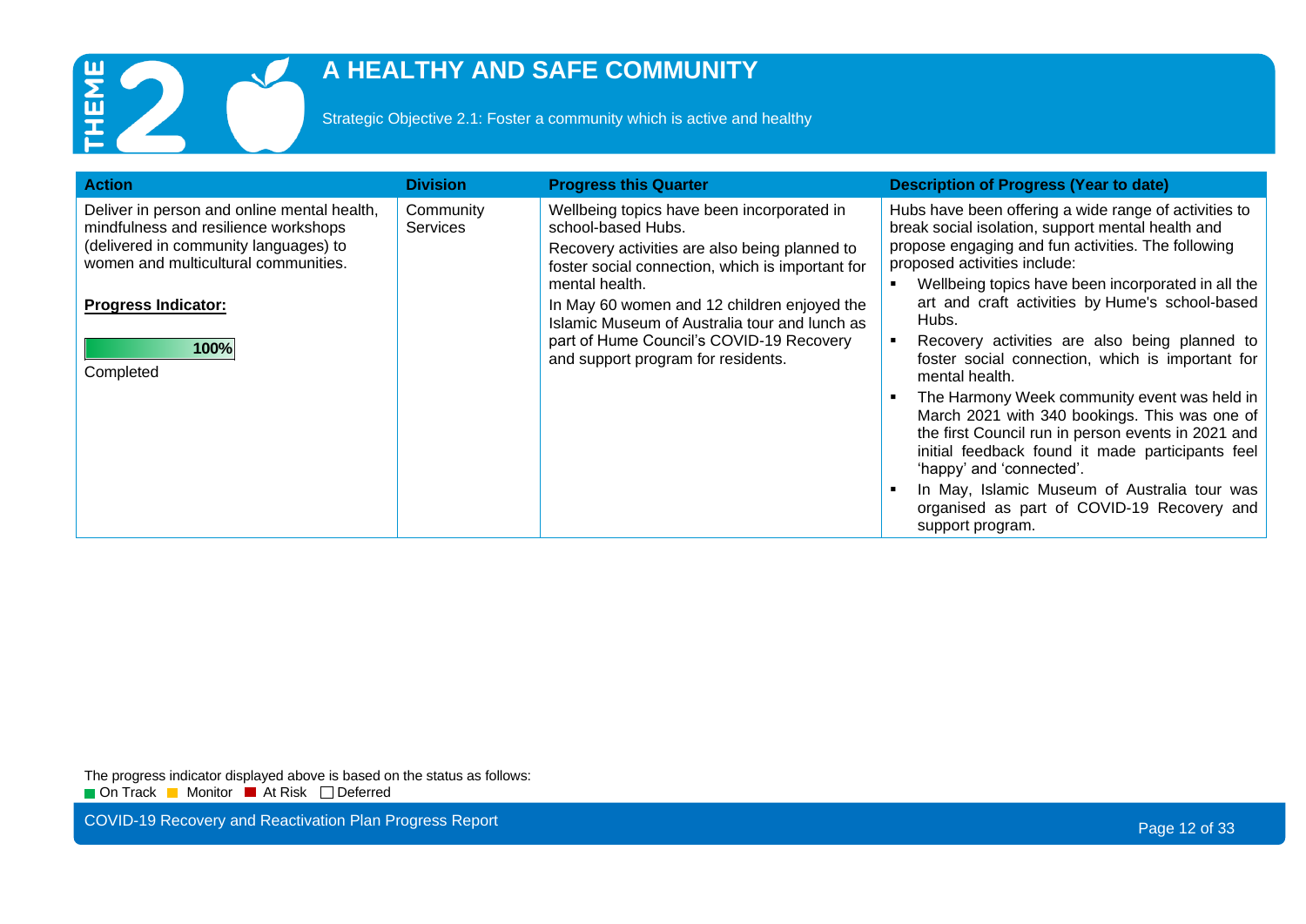# THEME 2 A HEALTHY AND SAFE COMMUNITY

Strategic Objective 2.1: Foster a community which is active and healthy

| Action | Division | Progress this Quarter | Description of Progress (Year to date) |
|---|---|---|---|
| Deliver in person and online mental health, mindfulness and resilience workshops (delivered in community languages) to women and multicultural communities.<br><br>**Progress Indicator:**<br><br>**100%**<br>Completed | Community Services | Wellbeing topics have been incorporated in school-based Hubs.<br>Recovery activities are also being planned to foster social connection, which is important for mental health.<br>In May 60 women and 12 children enjoyed the Islamic Museum of Australia tour and lunch as part of Hume Council's COVID-19 Recovery and support program for residents. | Hubs have been offering a wide range of activities to break social isolation, support mental health and propose engaging and fun activities. The following proposed activities include:<br>▪ Wellbeing topics have been incorporated in all the art and craft activities by Hume's school-based Hubs.<br>▪ Recovery activities are also being planned to foster social connection, which is important for mental health.<br>▪ The Harmony Week community event was held in March 2021 with 340 bookings. This was one of the first Council run in person events in 2021 and initial feedback found it made participants feel 'happy' and 'connected'.<br>▪ In May, Islamic Museum of Australia tour was organised as part of COVID-19 Recovery and support program. |

The progress indicator displayed above is based on the status as follows:
On Track | Monitor | At Risk | Deferred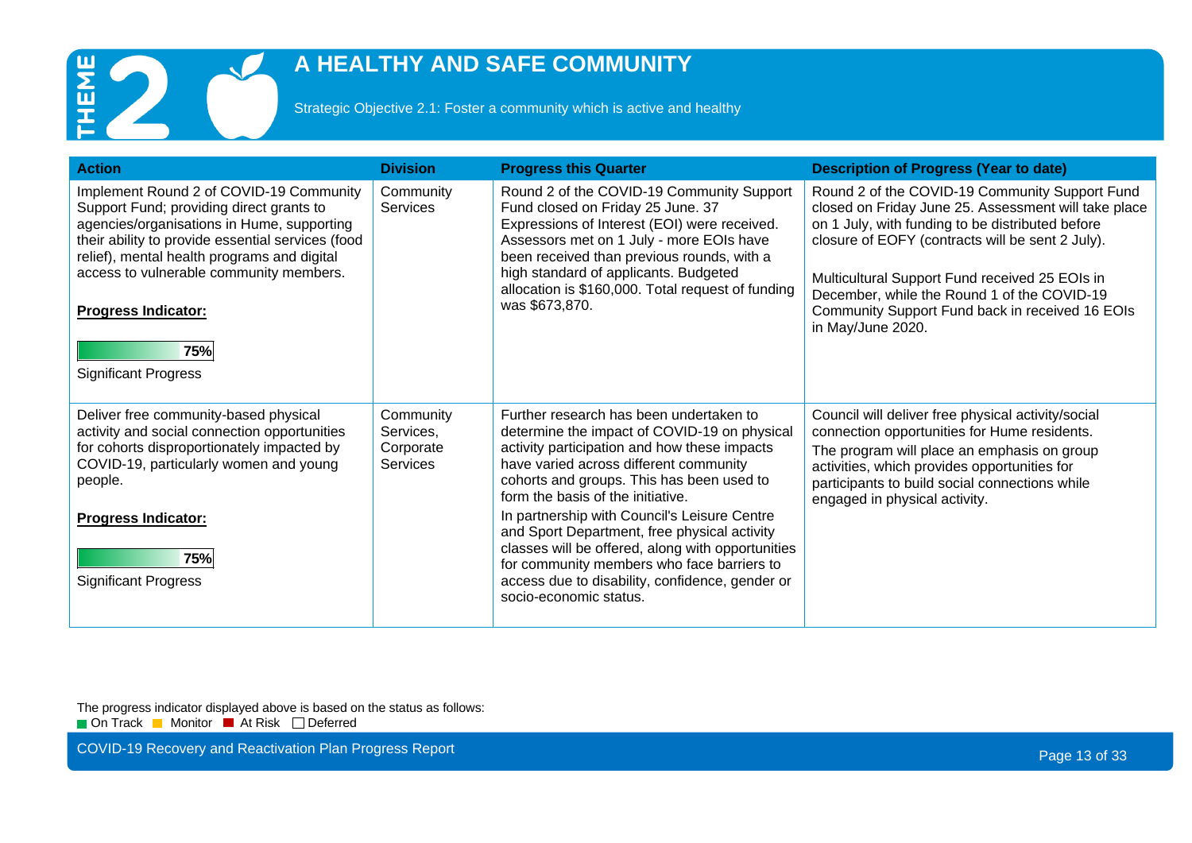# THEME 2 A HEALTHY AND SAFE COMMUNITY

Strategic Objective 2.1: Foster a community which is active and healthy

| Action | Division | Progress this Quarter | Description of Progress (Year to date) |
|---|---|---|---|
| Implement Round 2 of COVID-19 Community Support Fund; providing direct grants to agencies/organisations in Hume, supporting their ability to provide essential services (food relief), mental health programs and digital access to vulnerable community members.<br><br>**Progress Indicator:**<br><br>75%<br>Significant Progress | Community Services | Round 2 of the COVID-19 Community Support Fund closed on Friday 25 June. 37 Expressions of Interest (EOI) were received. Assessors met on 1 July - more EOIs have been received than previous rounds, with a high standard of applicants. Budgeted allocation is $160,000. Total request of funding was $673,870. | Round 2 of the COVID-19 Community Support Fund closed on Friday June 25. Assessment will take place on 1 July, with funding to be distributed before closure of EOFY (contracts will be sent 2 July).<br><br>Multicultural Support Fund received 25 EOIs in December, while the Round 1 of the COVID-19 Community Support Fund back in received 16 EOIs in May/June 2020. |
| Deliver free community-based physical activity and social connection opportunities for cohorts disproportionately impacted by COVID-19, particularly women and young people.<br><br>**Progress Indicator:**<br><br>75%<br>Significant Progress | Community Services, Corporate Services | Further research has been undertaken to determine the impact of COVID-19 on physical activity participation and how these impacts have varied across different community cohorts and groups. This has been used to form the basis of the initiative.<br><br>In partnership with Council's Leisure Centre and Sport Department, free physical activity classes will be offered, along with opportunities for community members who face barriers to access due to disability, confidence, gender or socio-economic status. | Council will deliver free physical activity/social connection opportunities for Hume residents.<br><br>The program will place an emphasis on group activities, which provides opportunities for participants to build social connections while engaged in physical activity. |

The progress indicator displayed above is based on the status as follows:
On Track   Monitor   At Risk   Deferred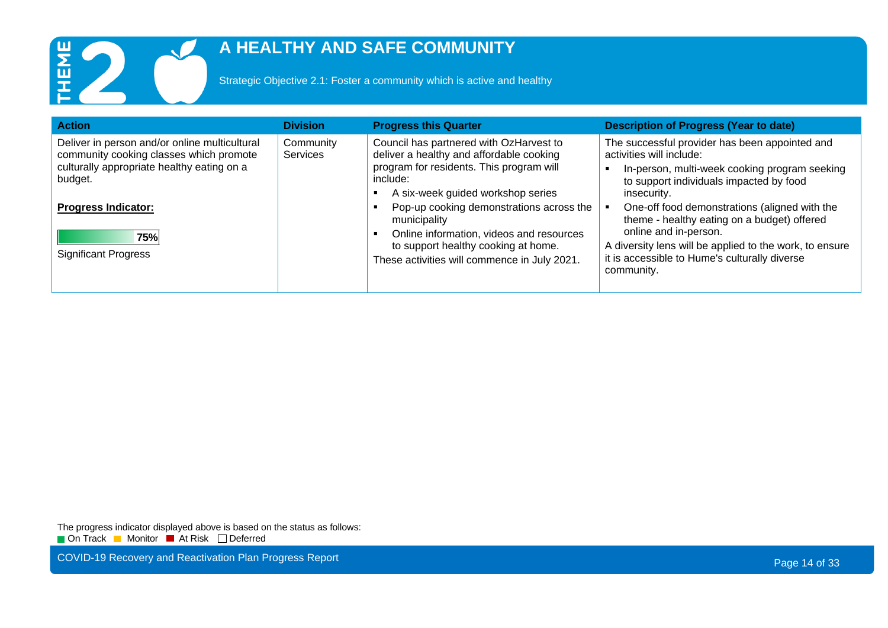# THEME 2 A HEALTHY AND SAFE COMMUNITY

Strategic Objective 2.1: Foster a community which is active and healthy

| Action | Division | Progress this Quarter | Description of Progress (Year to date) |
|---|---|---|---|
| Deliver in person and/or online multicultural community cooking classes which promote culturally appropriate healthy eating on a budget.<br><br>**Progress Indicator:**<br><br>75%<br>Significant Progress | Community Services | Council has partnered with OzHarvest to deliver a healthy and affordable cooking program for residents. This program will include:<br>▪ A six-week guided workshop series<br>▪ Pop-up cooking demonstrations across the municipality<br>▪ Online information, videos and resources to support healthy cooking at home.<br>These activities will commence in July 2021. | The successful provider has been appointed and activities will include:<br>▪ In-person, multi-week cooking program seeking to support individuals impacted by food insecurity.<br>▪ One-off food demonstrations (aligned with the theme - healthy eating on a budget) offered online and in-person.<br>A diversity lens will be applied to the work, to ensure it is accessible to Hume's culturally diverse community. |

The progress indicator displayed above is based on the status as follows:
On Track | Monitor | At Risk | Deferred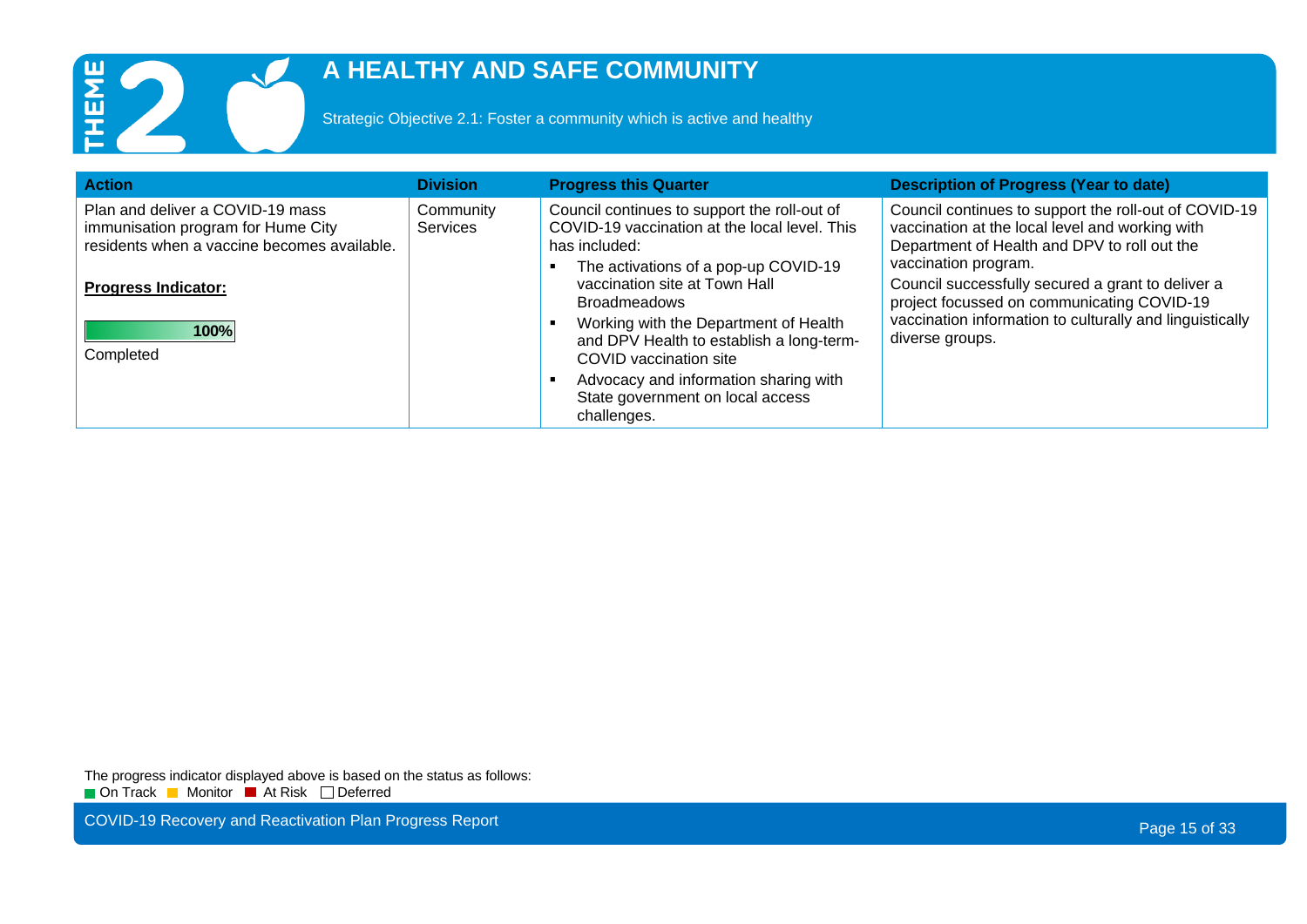# THEME 2 A HEALTHY AND SAFE COMMUNITY

Strategic Objective 2.1: Foster a community which is active and healthy

| Action | Division | Progress this Quarter | Description of Progress (Year to date) |
|---|---|---|---|
| Plan and deliver a COVID-19 mass immunisation program for Hume City residents when a vaccine becomes available.<br><br>**Progress Indicator:**<br><br>100%<br>Completed | Community Services | Council continues to support the roll-out of COVID-19 vaccination at the local level. This has included:<br>▪ The activations of a pop-up COVID-19 vaccination site at Town Hall Broadmeadows<br>▪ Working with the Department of Health and DPV Health to establish a long-term-COVID vaccination site<br>▪ Advocacy and information sharing with State government on local access challenges. | Council continues to support the roll-out of COVID-19 vaccination at the local level and working with Department of Health and DPV to roll out the vaccination program.<br>Council successfully secured a grant to deliver a project focussed on communicating COVID-19 vaccination information to culturally and linguistically diverse groups. |

The progress indicator displayed above is based on the status as follows:
On Track | Monitor | At Risk | Deferred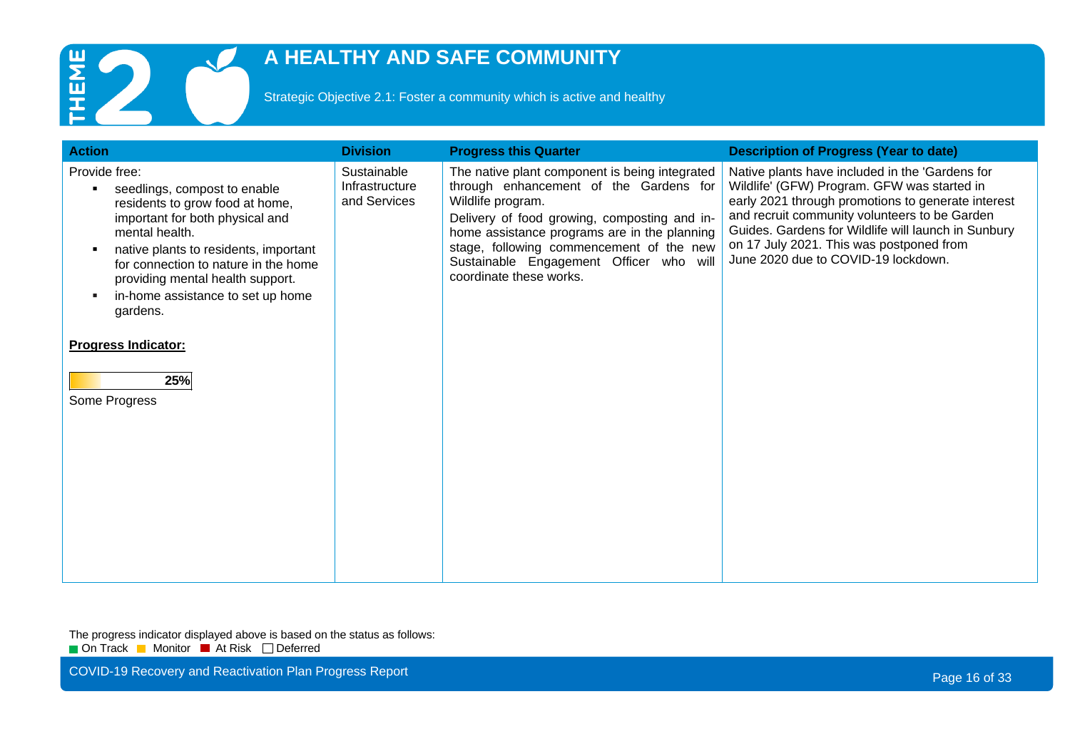# THEME 2

## A HEALTHY AND SAFE COMMUNITY

Strategic Objective 2.1: Foster a community which is active and healthy

| Action | Division | Progress this Quarter | Description of Progress (Year to date) |
|---|---|---|---|
| Provide free:<br>▪ seedlings, compost to enable residents to grow food at home, important for both physical and mental health.<br>▪ native plants to residents, important for connection to nature in the home providing mental health support.<br>▪ in-home assistance to set up home gardens.<br><br>**Progress Indicator:**<br>25%<br>Some Progress | Sustainable Infrastructure and Services | The native plant component is being integrated through enhancement of the Gardens for Wildlife program.<br>Delivery of food growing, composting and in-home assistance programs are in the planning stage, following commencement of the new Sustainable Engagement Officer who will coordinate these works. | Native plants have included in the 'Gardens for Wildlife' (GFW) Program. GFW was started in early 2021 through promotions to generate interest and recruit community volunteers to be Garden Guides. Gardens for Wildlife will launch in Sunbury on 17 July 2021. This was postponed from June 2020 due to COVID-19 lockdown. |

The progress indicator displayed above is based on the status as follows:
On Track | Monitor | At Risk | Deferred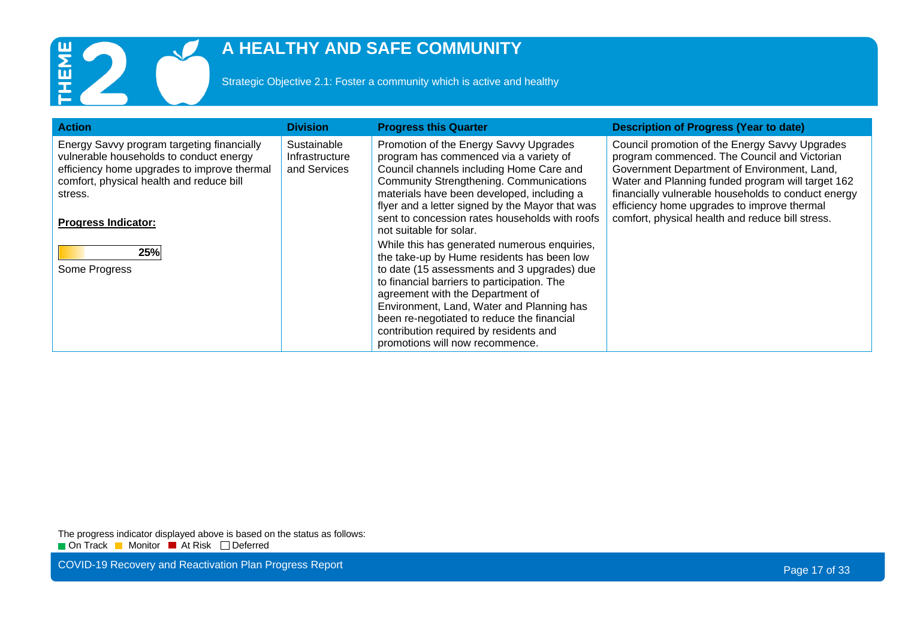# THEME 2 A HEALTHY AND SAFE COMMUNITY

Strategic Objective 2.1: Foster a community which is active and healthy

| Action | Division | Progress this Quarter | Description of Progress (Year to date) |
|---|---|---|---|
| Energy Savvy program targeting financially vulnerable households to conduct energy efficiency home upgrades to improve thermal comfort, physical health and reduce bill stress.<br><br>**Progress Indicator:**<br><br>25%<br>Some Progress | Sustainable Infrastructure and Services | Promotion of the Energy Savvy Upgrades program has commenced via a variety of Council channels including Home Care and Community Strengthening. Communications materials have been developed, including a flyer and a letter signed by the Mayor that was sent to concession rates households with roofs not suitable for solar.<br><br>While this has generated numerous enquiries, the take-up by Hume residents has been low to date (15 assessments and 3 upgrades) due to financial barriers to participation. The agreement with the Department of Environment, Land, Water and Planning has been re-negotiated to reduce the financial contribution required by residents and promotions will now recommence. | Council promotion of the Energy Savvy Upgrades program commenced. The Council and Victorian Government Department of Environment, Land, Water and Planning funded program will target 162 financially vulnerable households to conduct energy efficiency home upgrades to improve thermal comfort, physical health and reduce bill stress. |

The progress indicator displayed above is based on the status as follows:
On Track, Monitor, At Risk, Deferred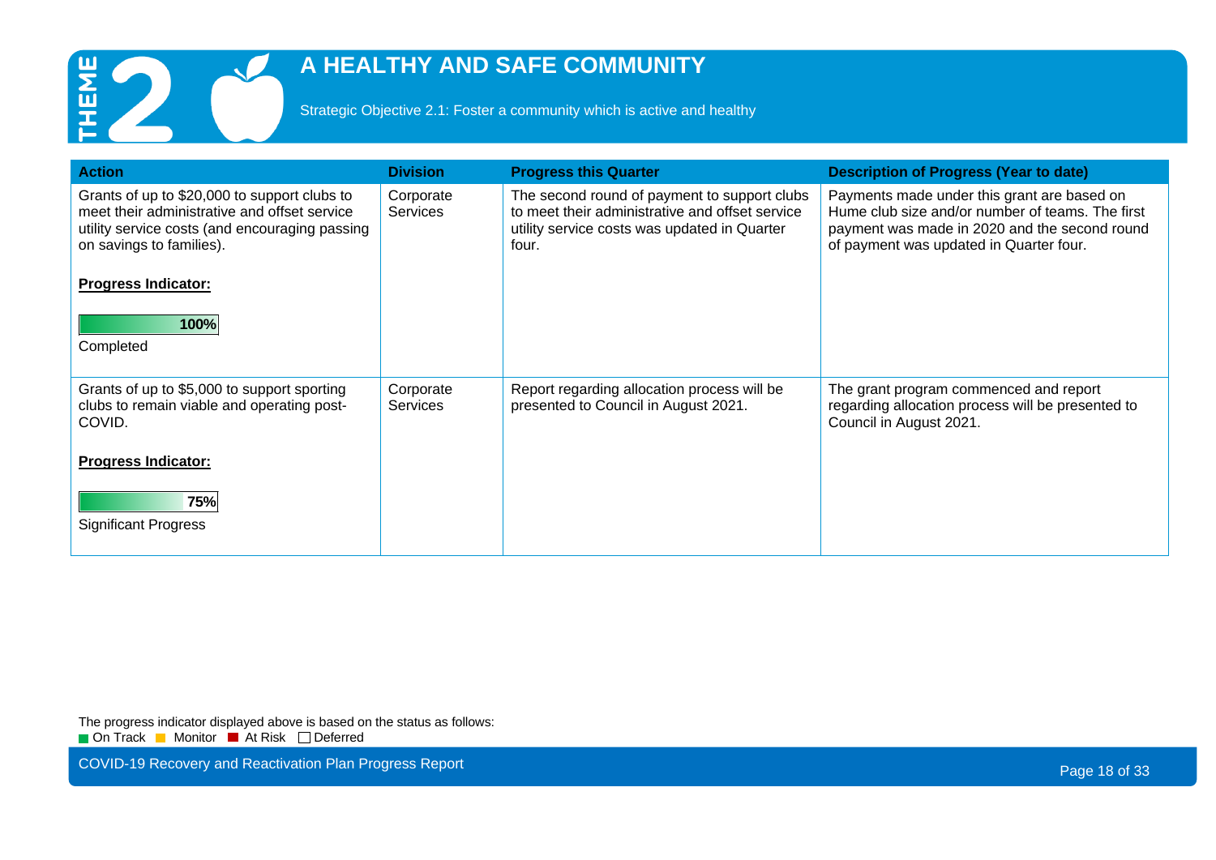# THEME 2

## A HEALTHY AND SAFE COMMUNITY

Strategic Objective 2.1: Foster a community which is active and healthy

| Action | Division | Progress this Quarter | Description of Progress (Year to date) |
|---|---|---|---|
| Grants of up to $20,000 to support clubs to meet their administrative and offset service utility service costs (and encouraging passing on savings to families).<br><br>**Progress Indicator:**<br><br>100%<br>Completed | Corporate Services | The second round of payment to support clubs to meet their administrative and offset service utility service costs was updated in Quarter four. | Payments made under this grant are based on Hume club size and/or number of teams. The first payment was made in 2020 and the second round of payment was updated in Quarter four. |
| Grants of up to $5,000 to support sporting clubs to remain viable and operating post-COVID.<br><br>**Progress Indicator:**<br><br>75%<br>Significant Progress | Corporate Services | Report regarding allocation process will be presented to Council in August 2021. | The grant program commenced and report regarding allocation process will be presented to Council in August 2021. |

The progress indicator displayed above is based on the status as follows:
On Track | Monitor | At Risk | Deferred

COVID-19 Recovery and Reactivation Plan Progress Report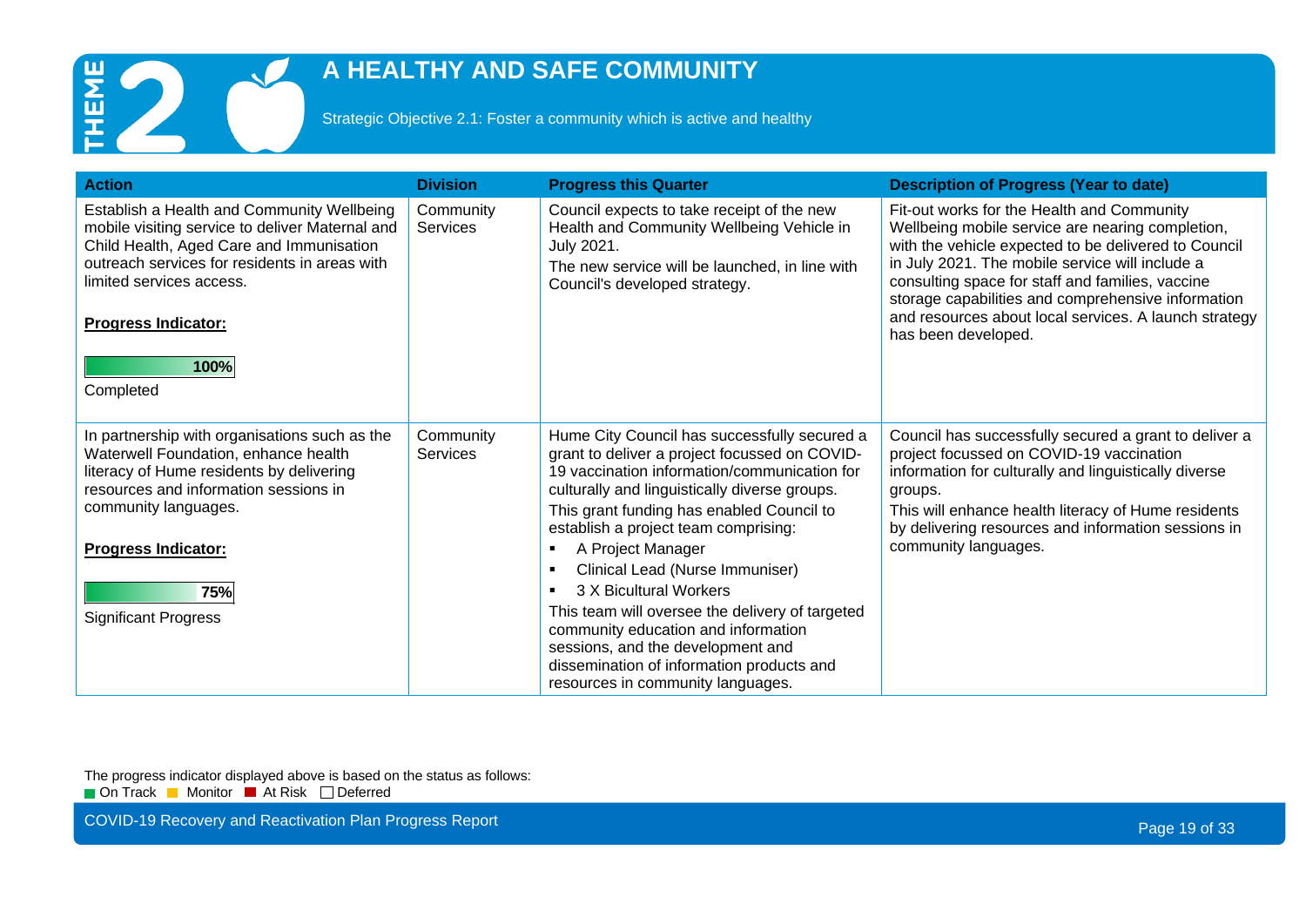# THEME 2

## A HEALTHY AND SAFE COMMUNITY

Strategic Objective 2.1: Foster a community which is active and healthy

| Action | Division | Progress this Quarter | Description of Progress (Year to date) |
|---|---|---|---|
| Establish a Health and Community Wellbeing mobile visiting service to deliver Maternal and Child Health, Aged Care and Immunisation outreach services for residents in areas with limited services access.<br><br>**Progress Indicator:**<br><br>100%<br>Completed | Community Services | Council expects to take receipt of the new Health and Community Wellbeing Vehicle in July 2021.<br>The new service will be launched, in line with Council's developed strategy. | Fit-out works for the Health and Community Wellbeing mobile service are nearing completion, with the vehicle expected to be delivered to Council in July 2021. The mobile service will include a consulting space for staff and families, vaccine storage capabilities and comprehensive information and resources about local services. A launch strategy has been developed. |
| In partnership with organisations such as the Waterwell Foundation, enhance health literacy of Hume residents by delivering resources and information sessions in community languages.<br><br>**Progress Indicator:**<br><br>75%<br>Significant Progress | Community Services | Hume City Council has successfully secured a grant to deliver a project focussed on COVID-19 vaccination information/communication for culturally and linguistically diverse groups.<br>This grant funding has enabled Council to establish a project team comprising:<br>▪ A Project Manager<br>▪ Clinical Lead (Nurse Immuniser)<br>▪ 3 X Bicultural Workers<br>This team will oversee the delivery of targeted community education and information sessions, and the development and dissemination of information products and resources in community languages. | Council has successfully secured a grant to deliver a project focussed on COVID-19 vaccination information for culturally and linguistically diverse groups.<br>This will enhance health literacy of Hume residents by delivering resources and information sessions in community languages. |

The progress indicator displayed above is based on the status as follows:
On Track | Monitor | At Risk | Deferred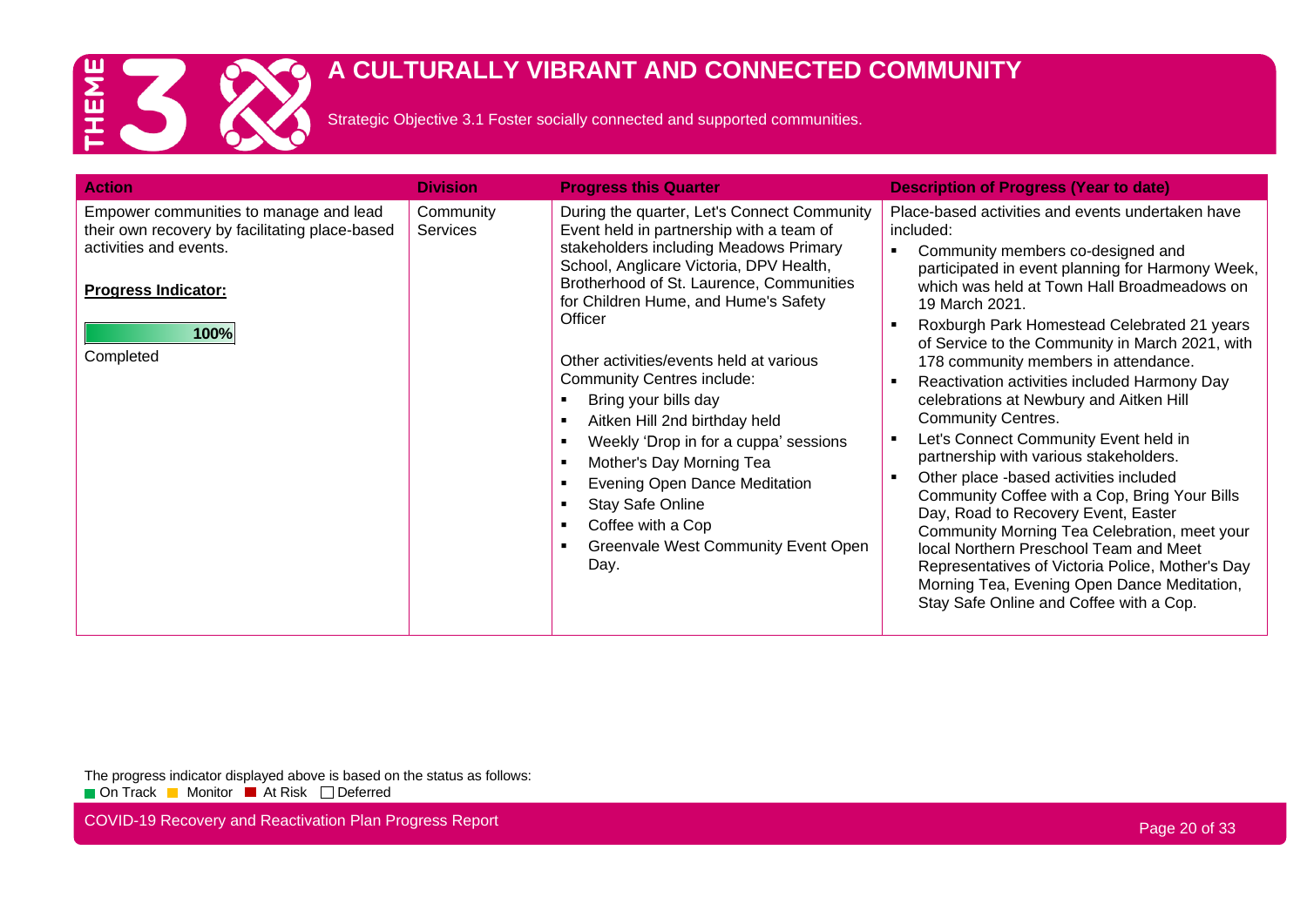# THEME 3 A CULTURALLY VIBRANT AND CONNECTED COMMUNITY

Strategic Objective 3.1 Foster socially connected and supported communities.

| Action | Division | Progress this Quarter | Description of Progress (Year to date) |
|---|---|---|---|
| Empower communities to manage and lead their own recovery by facilitating place-based activities and events.<br><br>**Progress Indicator:**<br><br>100%<br>Completed | Community Services | During the quarter, Let's Connect Community Event held in partnership with a team of stakeholders including Meadows Primary School, Anglicare Victoria, DPV Health, Brotherhood of St. Laurence, Communities for Children Hume, and Hume's Safety Officer<br><br>Other activities/events held at various Community Centres include:<br>▪ Bring your bills day<br>▪ Aitken Hill 2nd birthday held<br>▪ Weekly 'Drop in for a cuppa' sessions<br>▪ Mother's Day Morning Tea<br>▪ Evening Open Dance Meditation<br>▪ Stay Safe Online<br>▪ Coffee with a Cop<br>▪ Greenvale West Community Event Open Day. | Place-based activities and events undertaken have included:<br>▪ Community members co-designed and participated in event planning for Harmony Week, which was held at Town Hall Broadmeadows on 19 March 2021.<br>▪ Roxburgh Park Homestead Celebrated 21 years of Service to the Community in March 2021, with 178 community members in attendance.<br>▪ Reactivation activities included Harmony Day celebrations at Newbury and Aitken Hill Community Centres.<br>▪ Let's Connect Community Event held in partnership with various stakeholders.<br>▪ Other place -based activities included Community Coffee with a Cop, Bring Your Bills Day, Road to Recovery Event, Easter Community Morning Tea Celebration, meet your local Northern Preschool Team and Meet Representatives of Victoria Police, Mother's Day Morning Tea, Evening Open Dance Meditation, Stay Safe Online and Coffee with a Cop. |

The progress indicator displayed above is based on the status as follows:
On Track | Monitor | At Risk | Deferred

COVID-19 Recovery and Reactivation Plan Progress Report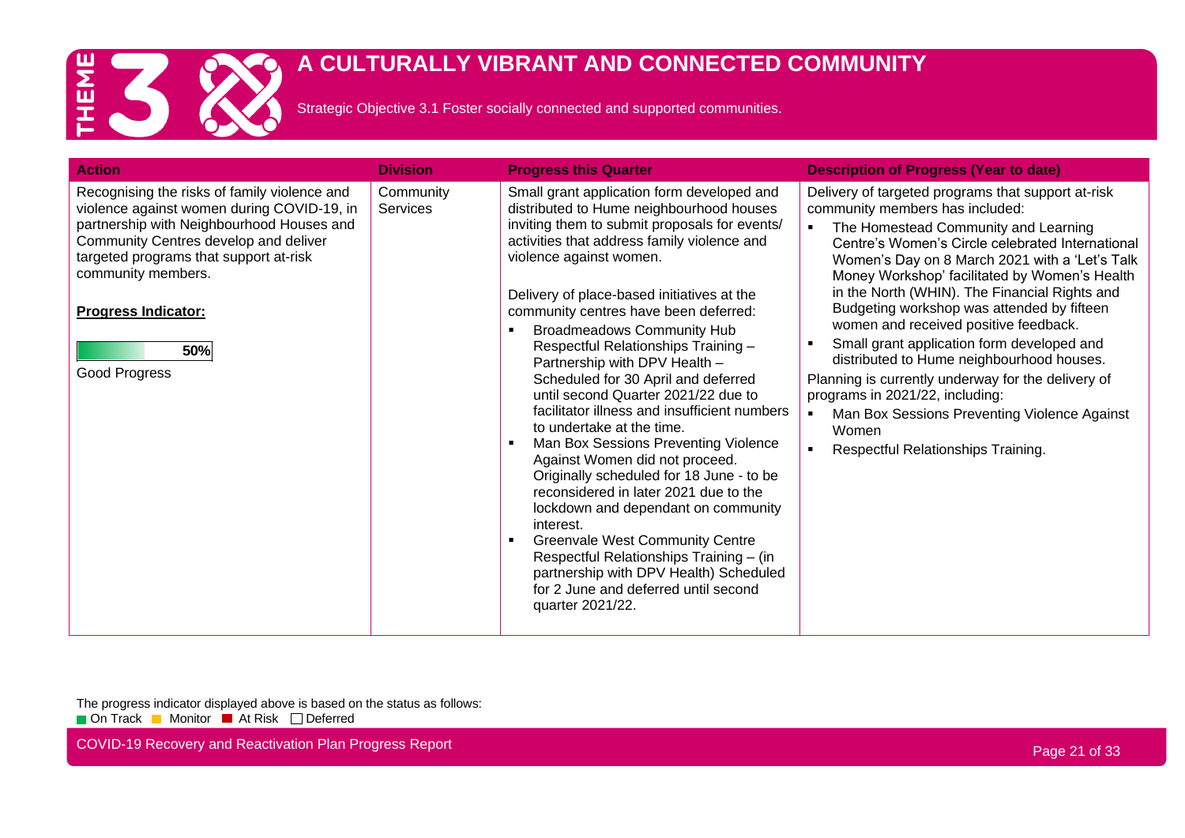# THEME 3 A CULTURALLY VIBRANT AND CONNECTED COMMUNITY

Strategic Objective 3.1 Foster socially connected and supported communities.

| Action | Division | Progress this Quarter | Description of Progress (Year to date) |
|---|---|---|---|
| Recognising the risks of family violence and violence against women during COVID-19, in partnership with Neighbourhood Houses and Community Centres develop and deliver targeted programs that support at-risk community members.<br><br>**Progress Indicator:**<br><br>50%<br><br>Good Progress | Community Services | Small grant application form developed and distributed to Hume neighbourhood houses inviting them to submit proposals for events/ activities that address family violence and violence against women.<br><br>Delivery of place-based initiatives at the community centres have been deferred:<br>▪ Broadmeadows Community Hub Respectful Relationships Training – Partnership with DPV Health – Scheduled for 30 April and deferred until second Quarter 2021/22 due to facilitator illness and insufficient numbers to undertake at the time.<br>▪ Man Box Sessions Preventing Violence Against Women did not proceed. Originally scheduled for 18 June - to be reconsidered in later 2021 due to the lockdown and dependant on community interest.<br>▪ Greenvale West Community Centre Respectful Relationships Training – (in partnership with DPV Health) Scheduled for 2 June and deferred until second quarter 2021/22. | Delivery of targeted programs that support at-risk community members has included:<br>▪ The Homestead Community and Learning Centre's Women's Circle celebrated International Women's Day on 8 March 2021 with a 'Let's Talk Money Workshop' facilitated by Women's Health in the North (WHIN). The Financial Rights and Budgeting workshop was attended by fifteen women and received positive feedback.<br>▪ Small grant application form developed and distributed to Hume neighbourhood houses.<br><br>Planning is currently underway for the delivery of programs in 2021/22, including:<br>▪ Man Box Sessions Preventing Violence Against Women<br>▪ Respectful Relationships Training. |

The progress indicator displayed above is based on the status as follows:
On Track | Monitor | At Risk | Deferred

COVID-19 Recovery and Reactivation Plan Progress Report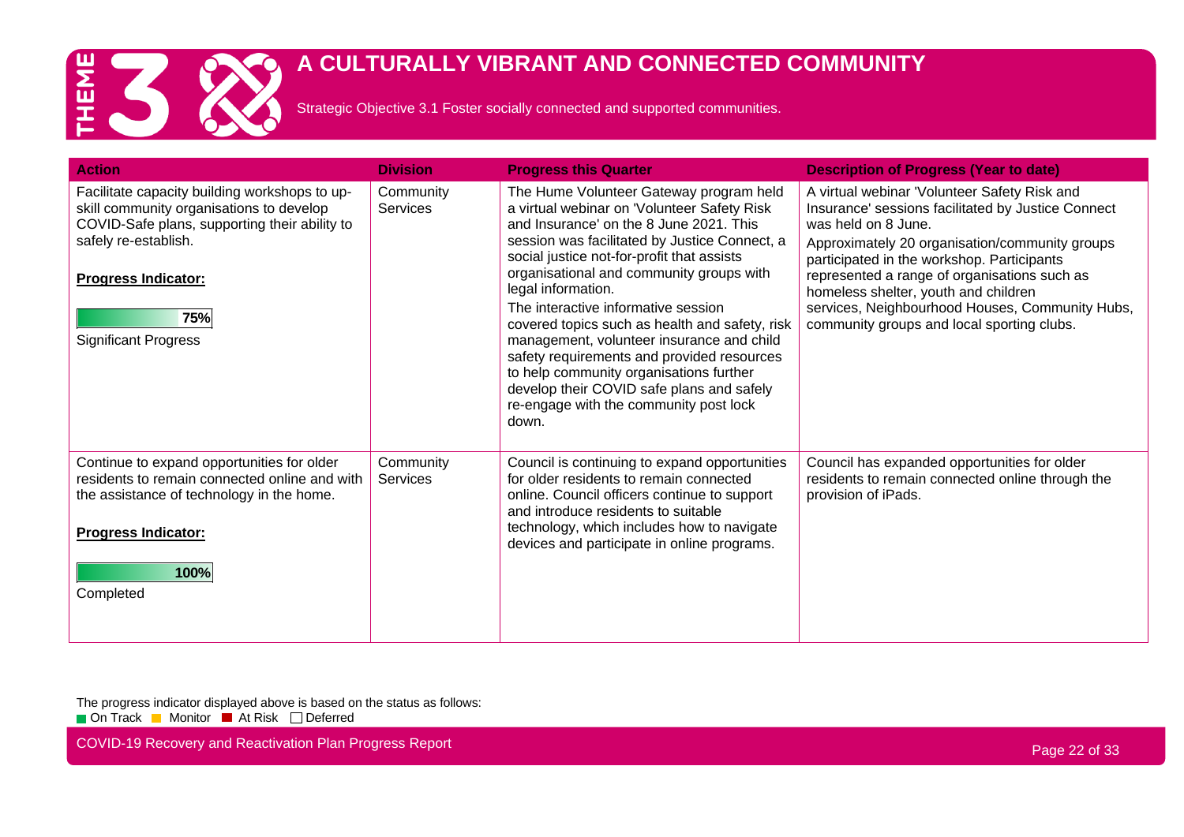# THEME 3 A CULTURALLY VIBRANT AND CONNECTED COMMUNITY

Strategic Objective 3.1 Foster socially connected and supported communities.

| Action | Division | Progress this Quarter | Description of Progress (Year to date) |
|---|---|---|---|
| Facilitate capacity building workshops to up-skill community organisations to develop COVID-Safe plans, supporting their ability to safely re-establish.<br><br>**Progress Indicator:**<br><br>**75%**<br>Significant Progress | Community Services | The Hume Volunteer Gateway program held a virtual webinar on 'Volunteer Safety Risk and Insurance' on the 8 June 2021. This session was facilitated by Justice Connect, a social justice not-for-profit that assists organisational and community groups with legal information.<br>The interactive informative session covered topics such as health and safety, risk management, volunteer insurance and child safety requirements and provided resources to help community organisations further develop their COVID safe plans and safely re-engage with the community post lock down. | A virtual webinar 'Volunteer Safety Risk and Insurance' sessions facilitated by Justice Connect was held on 8 June.<br>Approximately 20 organisation/community groups participated in the workshop. Participants represented a range of organisations such as homeless shelter, youth and children services, Neighbourhood Houses, Community Hubs, community groups and local sporting clubs. |
| Continue to expand opportunities for older residents to remain connected online and with the assistance of technology in the home.<br><br>**Progress Indicator:**<br><br>**100%**<br>Completed | Community Services | Council is continuing to expand opportunities for older residents to remain connected online. Council officers continue to support and introduce residents to suitable technology, which includes how to navigate devices and participate in online programs. | Council has expanded opportunities for older residents to remain connected online through the provision of iPads. |

The progress indicator displayed above is based on the status as follows:
On Track | Monitor | At Risk | Deferred

COVID-19 Recovery and Reactivation Plan Progress Report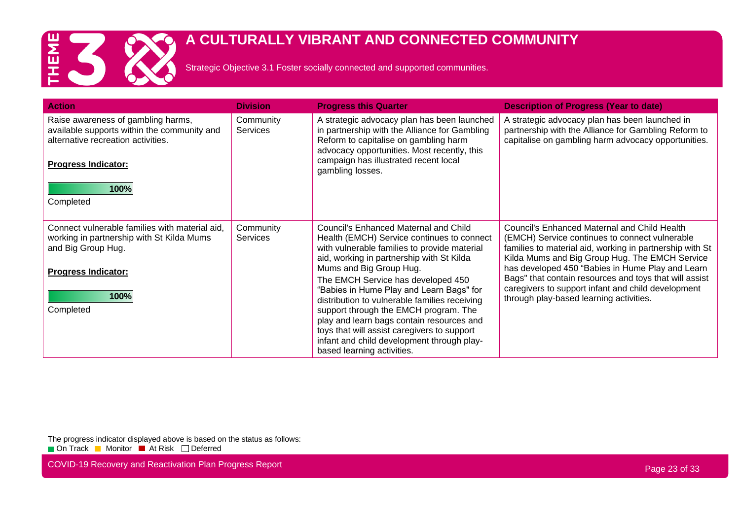# THEME 3 A CULTURALLY VIBRANT AND CONNECTED COMMUNITY

Strategic Objective 3.1 Foster socially connected and supported communities.

| Action | Division | Progress this Quarter | Description of Progress (Year to date) |
|---|---|---|---|
| Raise awareness of gambling harms, available supports within the community and alternative recreation activities.<br><br>**Progress Indicator:**<br><br>100%<br>Completed | Community Services | A strategic advocacy plan has been launched in partnership with the Alliance for Gambling Reform to capitalise on gambling harm advocacy opportunities. Most recently, this campaign has illustrated recent local gambling losses. | A strategic advocacy plan has been launched in partnership with the Alliance for Gambling Reform to capitalise on gambling harm advocacy opportunities. |
| Connect vulnerable families with material aid, working in partnership with St Kilda Mums and Big Group Hug.<br><br>**Progress Indicator:**<br><br>100%<br>Completed | Community Services | Council's Enhanced Maternal and Child Health (EMCH) Service continues to connect with vulnerable families to provide material aid, working in partnership with St Kilda Mums and Big Group Hug.<br>The EMCH Service has developed 450 "Babies in Hume Play and Learn Bags" for distribution to vulnerable families receiving support through the EMCH program. The play and learn bags contain resources and toys that will assist caregivers to support infant and child development through play-based learning activities. | Council's Enhanced Maternal and Child Health (EMCH) Service continues to connect vulnerable families to material aid, working in partnership with St Kilda Mums and Big Group Hug. The EMCH Service has developed 450 "Babies in Hume Play and Learn Bags" that contain resources and toys that will assist caregivers to support infant and child development through play-based learning activities. |

The progress indicator displayed above is based on the status as follows:
On Track | Monitor | At Risk | Deferred

COVID-19 Recovery and Reactivation Plan Progress Report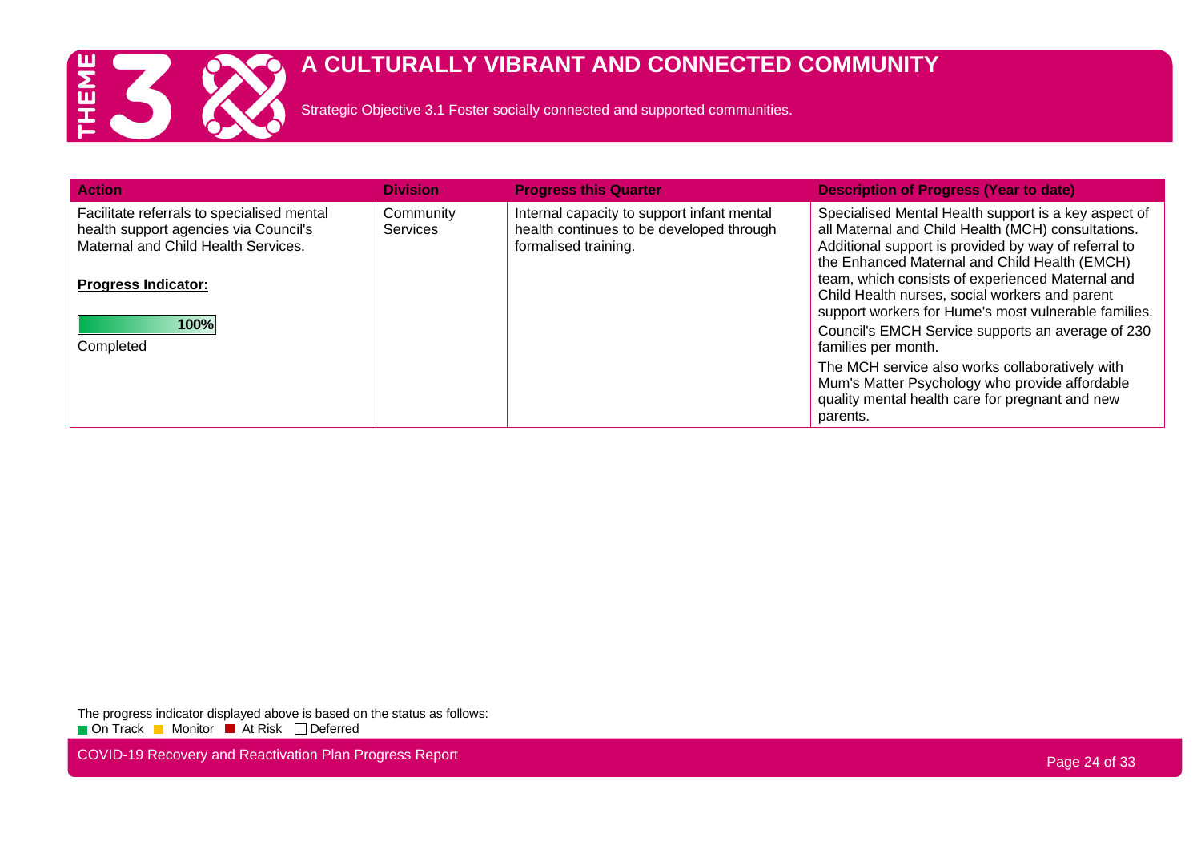# THEME 3

## A CULTURALLY VIBRANT AND CONNECTED COMMUNITY

Strategic Objective 3.1 Foster socially connected and supported communities.

| Action | Division | Progress this Quarter | Description of Progress (Year to date) |
| --- | --- | --- | --- |
| Facilitate referrals to specialised mental health support agencies via Council's Maternal and Child Health Services.<br><br>**Progress Indicator:**<br><br>100%<br>Completed | Community Services | Internal capacity to support infant mental health continues to be developed through formalised training. | Specialised Mental Health support is a key aspect of all Maternal and Child Health (MCH) consultations. Additional support is provided by way of referral to the Enhanced Maternal and Child Health (EMCH) team, which consists of experienced Maternal and Child Health nurses, social workers and parent support workers for Hume's most vulnerable families.<br><br>Council's EMCH Service supports an average of 230 families per month.<br><br>The MCH service also works collaboratively with Mum's Matter Psychology who provide affordable quality mental health care for pregnant and new parents. |

The progress indicator displayed above is based on the status as follows:
On Track | Monitor | At Risk | Deferred

COVID-19 Recovery and Reactivation Plan Progress Report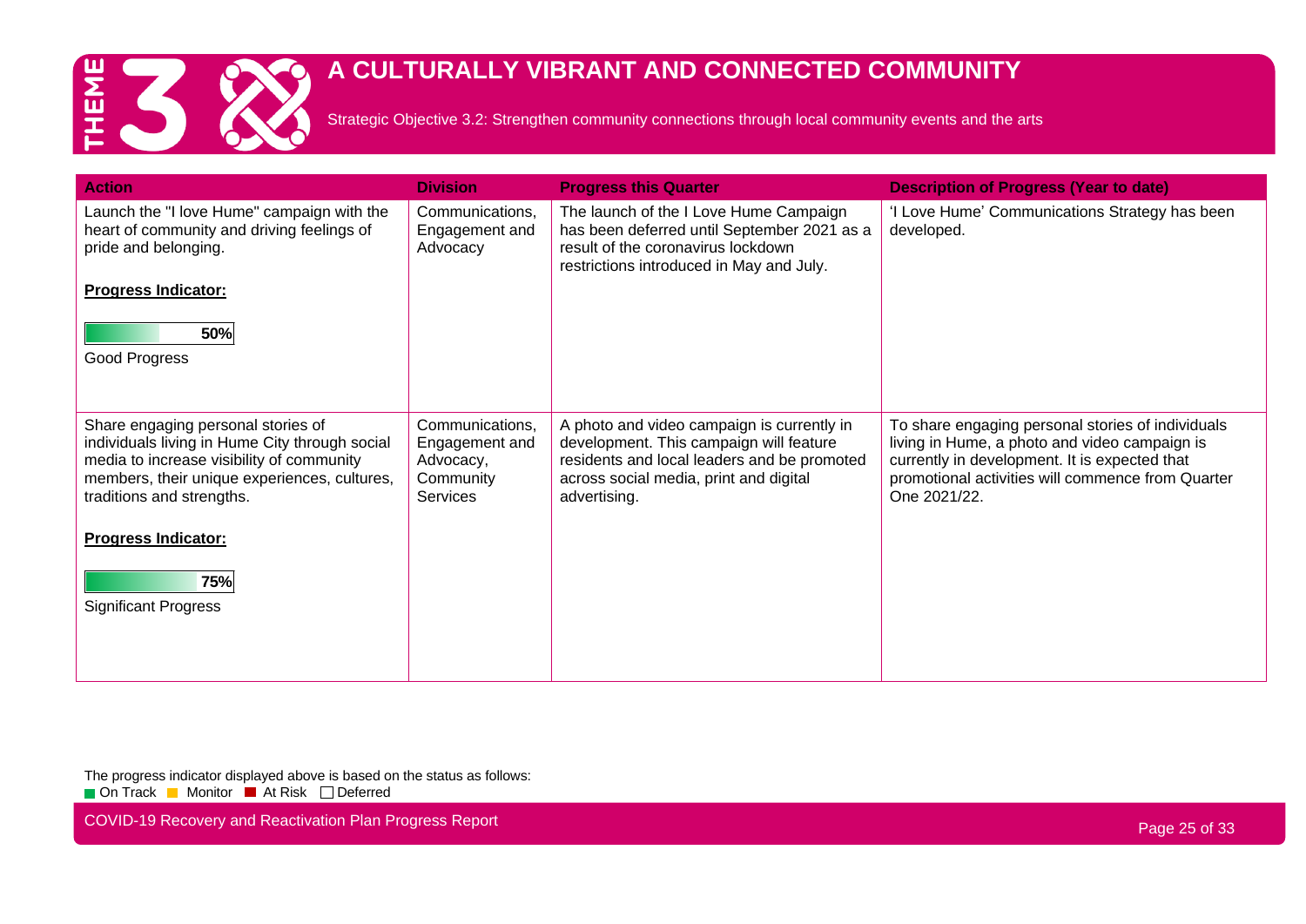# THEME 3 A CULTURALLY VIBRANT AND CONNECTED COMMUNITY

Strategic Objective 3.2: Strengthen community connections through local community events and the arts

| Action | Division | Progress this Quarter | Description of Progress (Year to date) |
|---|---|---|---|
| Launch the "I love Hume" campaign with the heart of community and driving feelings of pride and belonging.<br><br>**Progress Indicator:**<br><br>50%<br><br>Good Progress | Communications, Engagement and Advocacy | The launch of the I Love Hume Campaign has been deferred until September 2021 as a result of the coronavirus lockdown restrictions introduced in May and July. | 'I Love Hume' Communications Strategy has been developed. |
| Share engaging personal stories of individuals living in Hume City through social media to increase visibility of community members, their unique experiences, cultures, traditions and strengths.<br><br>**Progress Indicator:**<br><br>75%<br><br>Significant Progress | Communications, Engagement and Advocacy, Community Services | A photo and video campaign is currently in development. This campaign will feature residents and local leaders and be promoted across social media, print and digital advertising. | To share engaging personal stories of individuals living in Hume, a photo and video campaign is currently in development. It is expected that promotional activities will commence from Quarter One 2021/22. |

The progress indicator displayed above is based on the status as follows:
On Track, Monitor, At Risk, Deferred

COVID-19 Recovery and Reactivation Plan Progress Report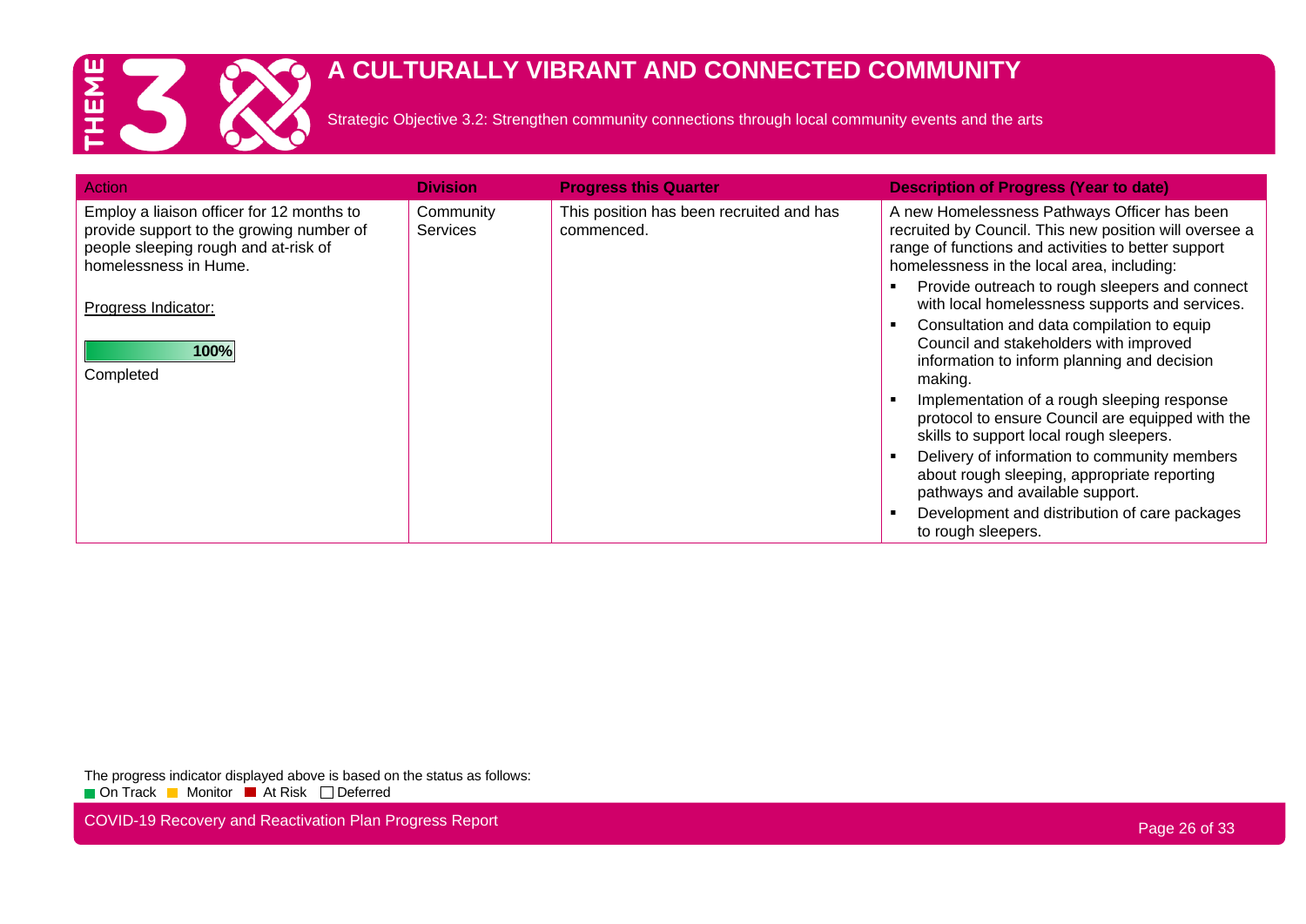# THEME 3

## A CULTURALLY VIBRANT AND CONNECTED COMMUNITY

Strategic Objective 3.2: Strengthen community connections through local community events and the arts

| Action | Division | Progress this Quarter | Description of Progress (Year to date) |
|---|---|---|---|
| Employ a liaison officer for 12 months to provide support to the growing number of people sleeping rough and at-risk of homelessness in Hume.<br><br>Progress Indicator:<br><br>**100%**<br>Completed | Community Services | This position has been recruited and has commenced. | A new Homelessness Pathways Officer has been recruited by Council. This new position will oversee a range of functions and activities to better support homelessness in the local area, including:<br>▪ Provide outreach to rough sleepers and connect with local homelessness supports and services.<br>▪ Consultation and data compilation to equip Council and stakeholders with improved information to inform planning and decision making.<br>▪ Implementation of a rough sleeping response protocol to ensure Council are equipped with the skills to support local rough sleepers.<br>▪ Delivery of information to community members about rough sleeping, appropriate reporting pathways and available support.<br>▪ Development and distribution of care packages to rough sleepers. |

The progress indicator displayed above is based on the status as follows:
On Track · Monitor · At Risk · Deferred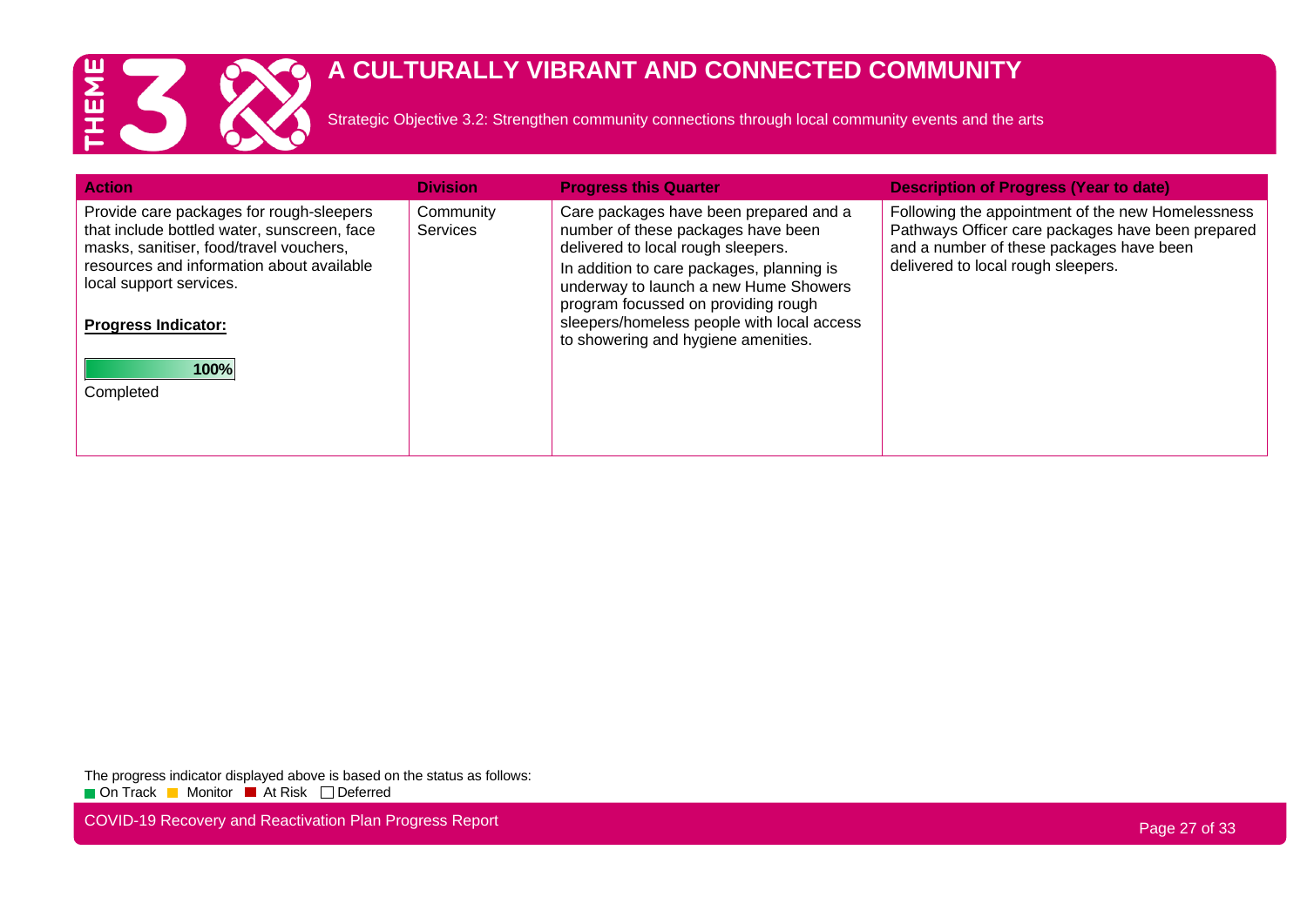# THEME 3 A CULTURALLY VIBRANT AND CONNECTED COMMUNITY

Strategic Objective 3.2: Strengthen community connections through local community events and the arts

| Action | Division | Progress this Quarter | Description of Progress (Year to date) |
|---|---|---|---|
| Provide care packages for rough-sleepers that include bottled water, sunscreen, face masks, sanitiser, food/travel vouchers, resources and information about available local support services.<br><br>**Progress Indicator:**<br><br>100%<br>Completed | Community Services | Care packages have been prepared and a number of these packages have been delivered to local rough sleepers.<br>In addition to care packages, planning is underway to launch a new Hume Showers program focussed on providing rough sleepers/homeless people with local access to showering and hygiene amenities. | Following the appointment of the new Homelessness Pathways Officer care packages have been prepared and a number of these packages have been delivered to local rough sleepers. |

The progress indicator displayed above is based on the status as follows:
On Track Monitor At Risk Deferred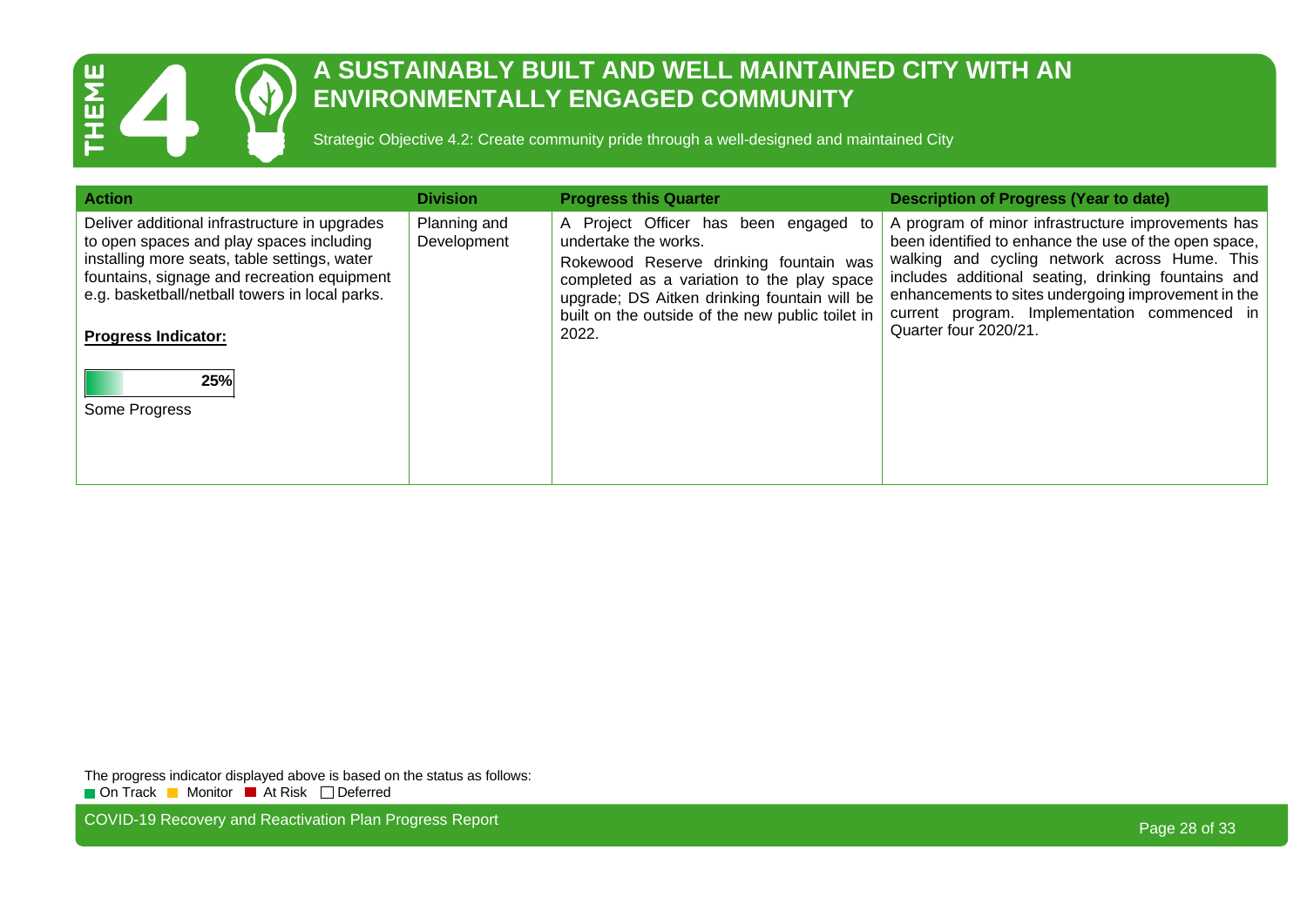# THEME 4

## A SUSTAINABLY BUILT AND WELL MAINTAINED CITY WITH AN ENVIRONMENTALLY ENGAGED COMMUNITY

Strategic Objective 4.2: Create community pride through a well-designed and maintained City

| Action | Division | Progress this Quarter | Description of Progress (Year to date) |
|---|---|---|---|
| Deliver additional infrastructure in upgrades to open spaces and play spaces including installing more seats, table settings, water fountains, signage and recreation equipment e.g. basketball/netball towers in local parks.<br><br>**Progress Indicator:**<br><br>25%<br><br>Some Progress | Planning and Development | A Project Officer has been engaged to undertake the works.<br><br>Rokewood Reserve drinking fountain was completed as a variation to the play space upgrade; DS Aitken drinking fountain will be built on the outside of the new public toilet in 2022. | A program of minor infrastructure improvements has been identified to enhance the use of the open space, walking and cycling network across Hume. This includes additional seating, drinking fountains and enhancements to sites undergoing improvement in the current program. Implementation commenced in Quarter four 2020/21. |

The progress indicator displayed above is based on the status as follows:
On Track | Monitor | At Risk | Deferred

COVID-19 Recovery and Reactivation Plan Progress Report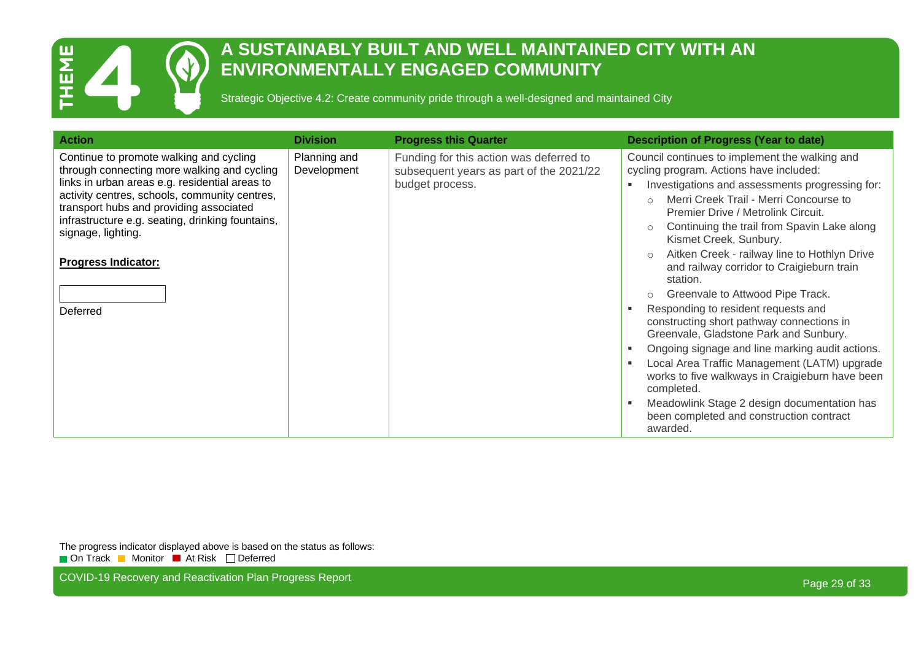# THEME 4

## A SUSTAINABLY BUILT AND WELL MAINTAINED CITY WITH AN ENVIRONMENTALLY ENGAGED COMMUNITY

Strategic Objective 4.2: Create community pride through a well-designed and maintained City

| Action | Division | Progress this Quarter | Description of Progress (Year to date) |
|---|---|---|---|
| Continue to promote walking and cycling through connecting more walking and cycling links in urban areas e.g. residential areas to activity centres, schools, community centres, transport hubs and providing associated infrastructure e.g. seating, drinking fountains, signage, lighting.<br><br>**Progress Indicator:**<br><br>Deferred | Planning and Development | Funding for this action was deferred to subsequent years as part of the 2021/22 budget process. | Council continues to implement the walking and cycling program. Actions have included:<br>▪ Investigations and assessments progressing for:<br>&nbsp;&nbsp;○ Merri Creek Trail - Merri Concourse to Premier Drive / Metrolink Circuit.<br>&nbsp;&nbsp;○ Continuing the trail from Spavin Lake along Kismet Creek, Sunbury.<br>&nbsp;&nbsp;○ Aitken Creek - railway line to Hothlyn Drive and railway corridor to Craigieburn train station.<br>&nbsp;&nbsp;○ Greenvale to Attwood Pipe Track.<br>▪ Responding to resident requests and constructing short pathway connections in Greenvale, Gladstone Park and Sunbury.<br>▪ Ongoing signage and line marking audit actions.<br>▪ Local Area Traffic Management (LATM) upgrade works to five walkways in Craigieburn have been completed.<br>▪ Meadowlink Stage 2 design documentation has been completed and construction contract awarded. |

The progress indicator displayed above is based on the status as follows:
On Track | Monitor | At Risk | Deferred

COVID-19 Recovery and Reactivation Plan Progress Report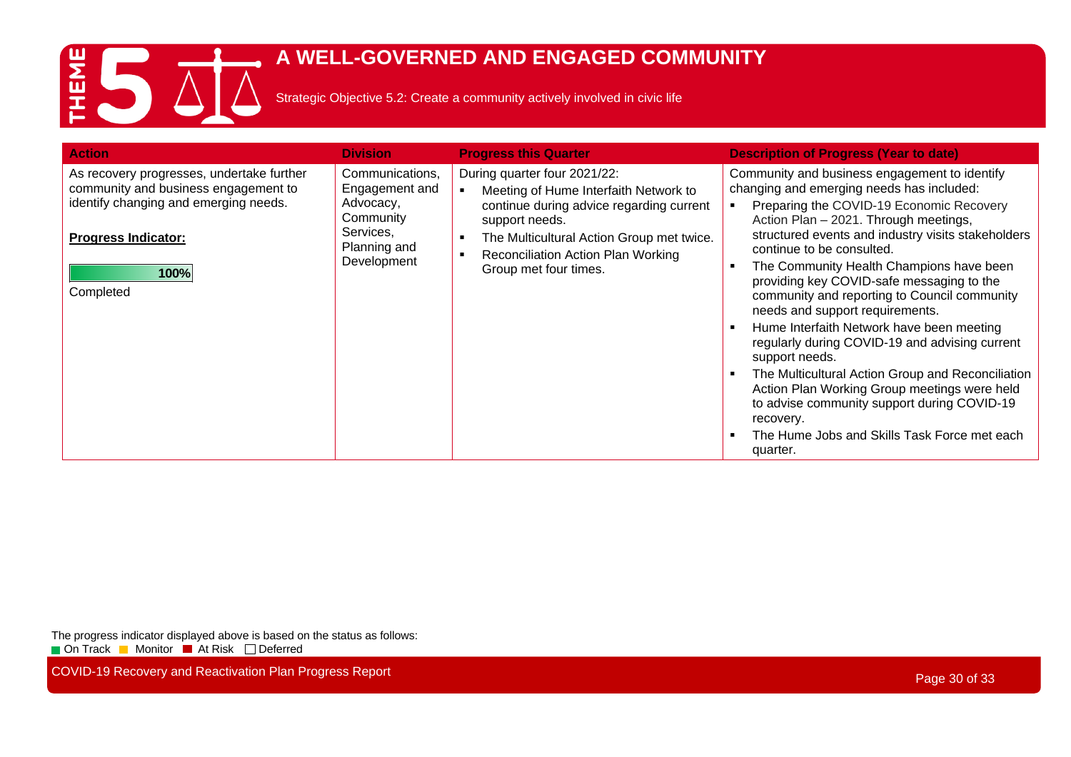# THEME 5 A WELL-GOVERNED AND ENGAGED COMMUNITY

Strategic Objective 5.2: Create a community actively involved in civic life

| Action | Division | Progress this Quarter | Description of Progress (Year to date) |
|---|---|---|---|
| As recovery progresses, undertake further community and business engagement to identify changing and emerging needs.<br><br>**Progress Indicator:**<br>100%<br>Completed | Communications, Engagement and Advocacy, Community Services, Planning and Development | During quarter four 2021/22:<br>▪ Meeting of Hume Interfaith Network to continue during advice regarding current support needs.<br>▪ The Multicultural Action Group met twice.<br>▪ Reconciliation Action Plan Working Group met four times. | Community and business engagement to identify changing and emerging needs has included:<br>▪ Preparing the COVID-19 Economic Recovery Action Plan – 2021. Through meetings, structured events and industry visits stakeholders continue to be consulted.<br>▪ The Community Health Champions have been providing key COVID-safe messaging to the community and reporting to Council community needs and support requirements.<br>▪ Hume Interfaith Network have been meeting regularly during COVID-19 and advising current support needs.<br>▪ The Multicultural Action Group and Reconciliation Action Plan Working Group meetings were held to advise community support during COVID-19 recovery.<br>▪ The Hume Jobs and Skills Task Force met each quarter. |

The progress indicator displayed above is based on the status as follows:
On Track, Monitor, At Risk, Deferred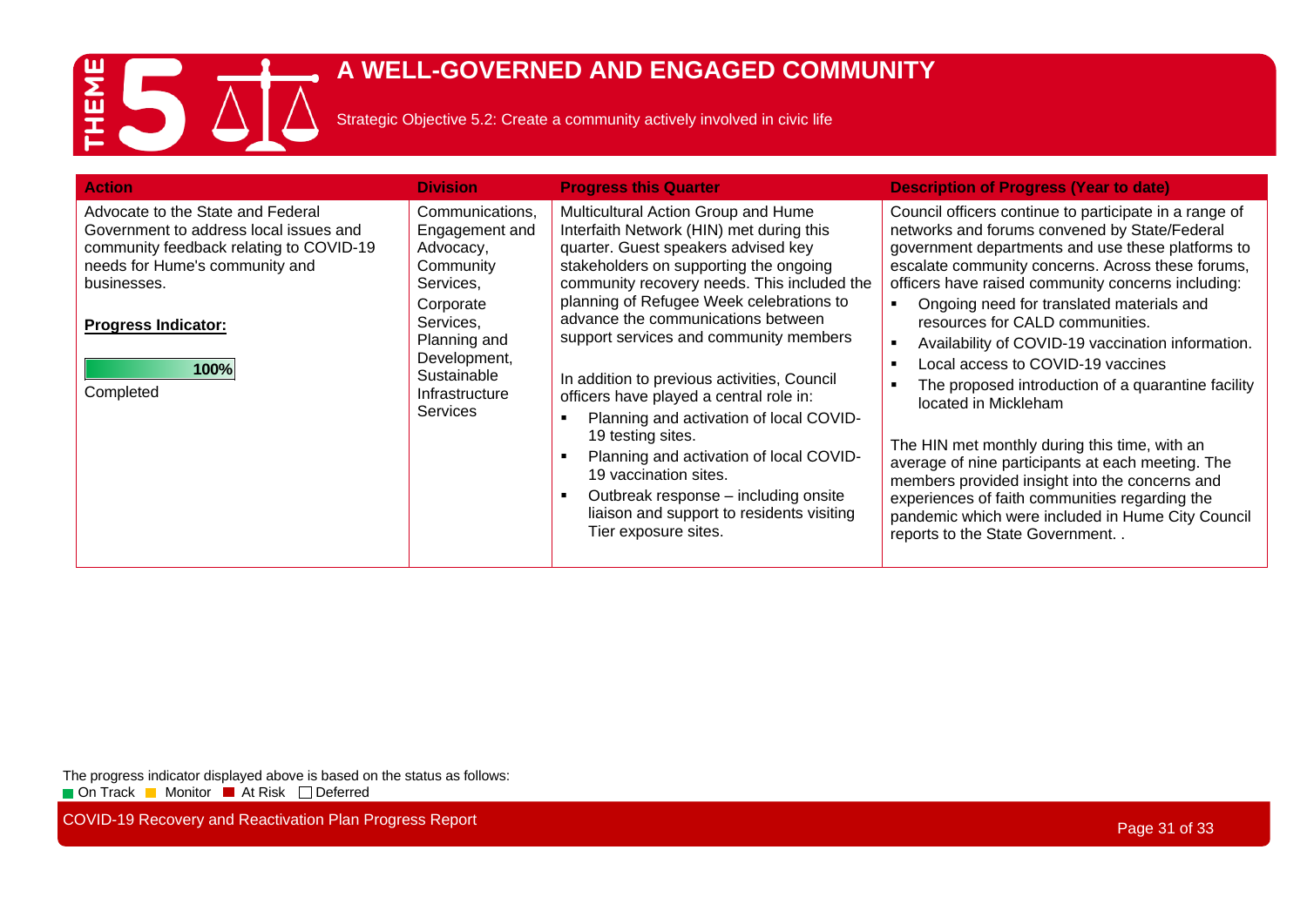# THEME 5 A WELL-GOVERNED AND ENGAGED COMMUNITY

Strategic Objective 5.2: Create a community actively involved in civic life

| Action | Division | Progress this Quarter | Description of Progress (Year to date) |
|---|---|---|---|
| Advocate to the State and Federal Government to address local issues and community feedback relating to COVID-19 needs for Hume's community and businesses.<br><br>**Progress Indicator:**<br><br>**100%**<br>Completed | Communications, Engagement and Advocacy, Community Services, Corporate Services, Planning and Development, Sustainable Infrastructure Services | Multicultural Action Group and Hume Interfaith Network (HIN) met during this quarter. Guest speakers advised key stakeholders on supporting the ongoing community recovery needs. This included the planning of Refugee Week celebrations to advance the communications between support services and community members<br><br>In addition to previous activities, Council officers have played a central role in:<br>▪ Planning and activation of local COVID-19 testing sites.<br>▪ Planning and activation of local COVID-19 vaccination sites.<br>▪ Outbreak response – including onsite liaison and support to residents visiting Tier exposure sites. | Council officers continue to participate in a range of networks and forums convened by State/Federal government departments and use these platforms to escalate community concerns. Across these forums, officers have raised community concerns including:<br>▪ Ongoing need for translated materials and resources for CALD communities.<br>▪ Availability of COVID-19 vaccination information.<br>▪ Local access to COVID-19 vaccines<br>▪ The proposed introduction of a quarantine facility located in Mickleham<br><br>The HIN met monthly during this time, with an average of nine participants at each meeting. The members provided insight into the concerns and experiences of faith communities regarding the pandemic which were included in Hume City Council reports to the State Government. . |

The progress indicator displayed above is based on the status as follows:
On Track | Monitor | At Risk | Deferred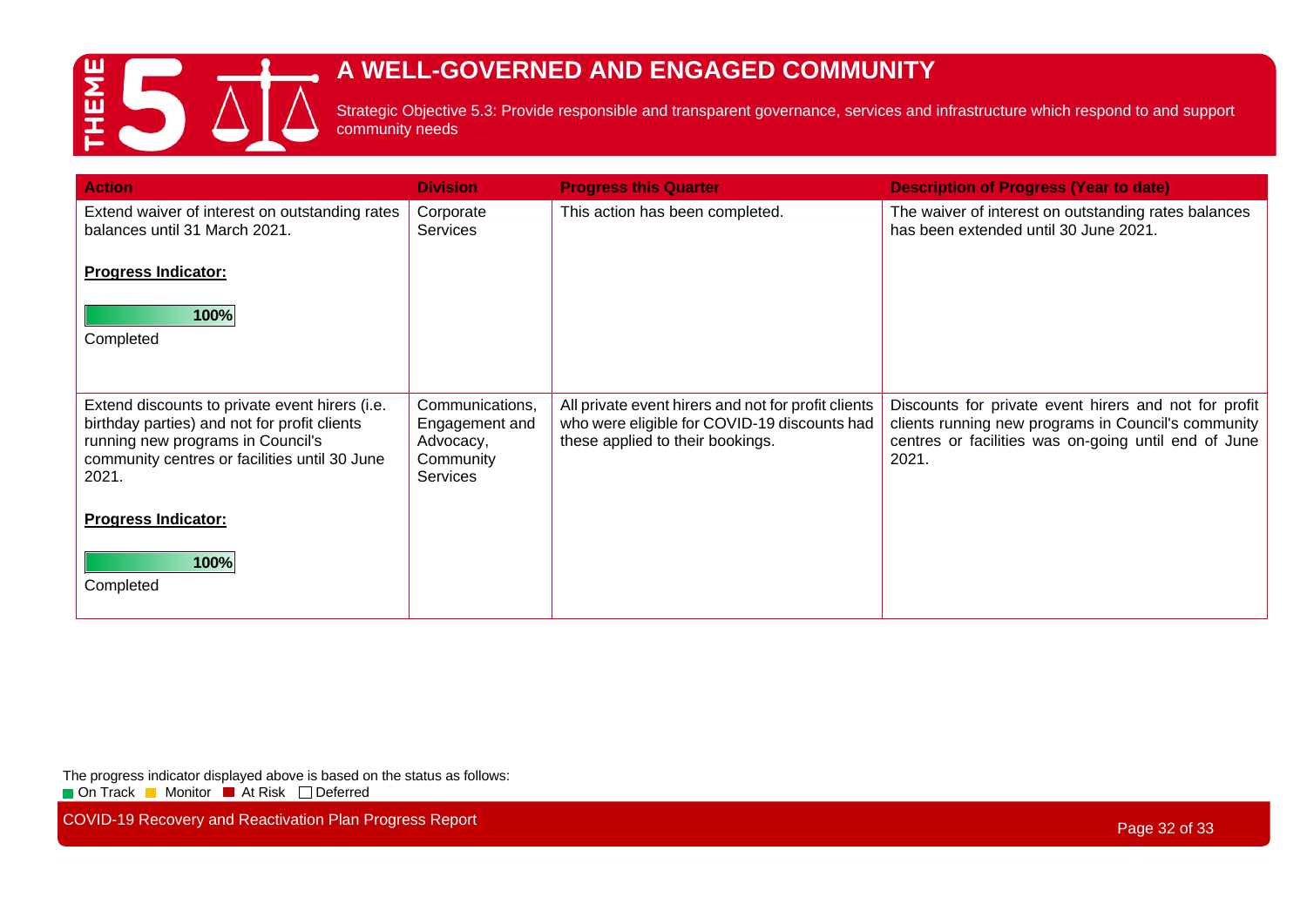# THEME 5 A WELL-GOVERNED AND ENGAGED COMMUNITY

Strategic Objective 5.3: Provide responsible and transparent governance, services and infrastructure which respond to and support community needs

| Action | Division | Progress this Quarter | Description of Progress (Year to date) |
|---|---|---|---|
| Extend waiver of interest on outstanding rates balances until 31 March 2021.<br><br>**Progress Indicator:**<br><br>100%<br>Completed | Corporate Services | This action has been completed. | The waiver of interest on outstanding rates balances has been extended until 30 June 2021. |
| Extend discounts to private event hirers (i.e. birthday parties) and not for profit clients running new programs in Council's community centres or facilities until 30 June 2021.<br><br>**Progress Indicator:**<br><br>100%<br>Completed | Communications, Engagement and Advocacy, Community Services | All private event hirers and not for profit clients who were eligible for COVID-19 discounts had these applied to their bookings. | Discounts for private event hirers and not for profit clients running new programs in Council's community centres or facilities was on-going until end of June 2021. |

The progress indicator displayed above is based on the status as follows:
On Track, Monitor, At Risk, Deferred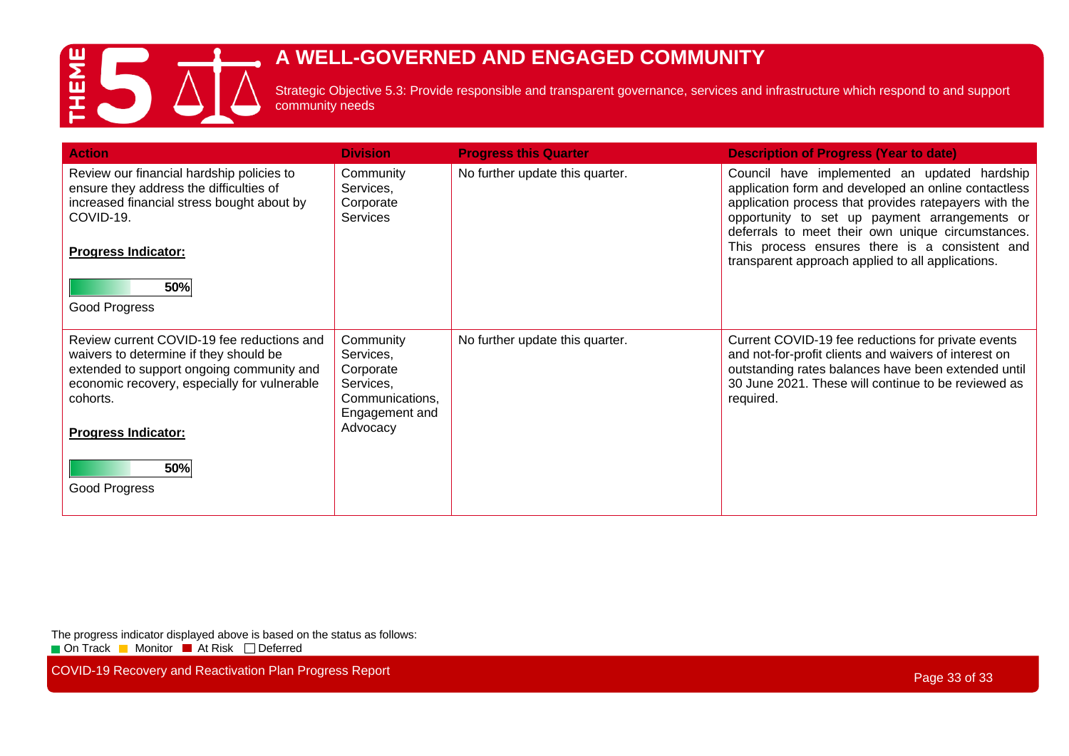# THEME 5 A WELL-GOVERNED AND ENGAGED COMMUNITY

Strategic Objective 5.3: Provide responsible and transparent governance, services and infrastructure which respond to and support community needs

| Action | Division | Progress this Quarter | Description of Progress (Year to date) |
|---|---|---|---|
| Review our financial hardship policies to ensure they address the difficulties of increased financial stress bought about by COVID-19.<br><br>**Progress Indicator:**<br><br>50%<br><br>Good Progress | Community Services, Corporate Services | No further update this quarter. | Council have implemented an updated hardship application form and developed an online contactless application process that provides ratepayers with the opportunity to set up payment arrangements or deferrals to meet their own unique circumstances. This process ensures there is a consistent and transparent approach applied to all applications. |
| Review current COVID-19 fee reductions and waivers to determine if they should be extended to support ongoing community and economic recovery, especially for vulnerable cohorts.<br><br>**Progress Indicator:**<br><br>50%<br><br>Good Progress | Community Services, Corporate Services, Communications, Engagement and Advocacy | No further update this quarter. | Current COVID-19 fee reductions for private events and not-for-profit clients and waivers of interest on outstanding rates balances have been extended until 30 June 2021. These will continue to be reviewed as required. |

The progress indicator displayed above is based on the status as follows:
On Track   Monitor   At Risk   Deferred